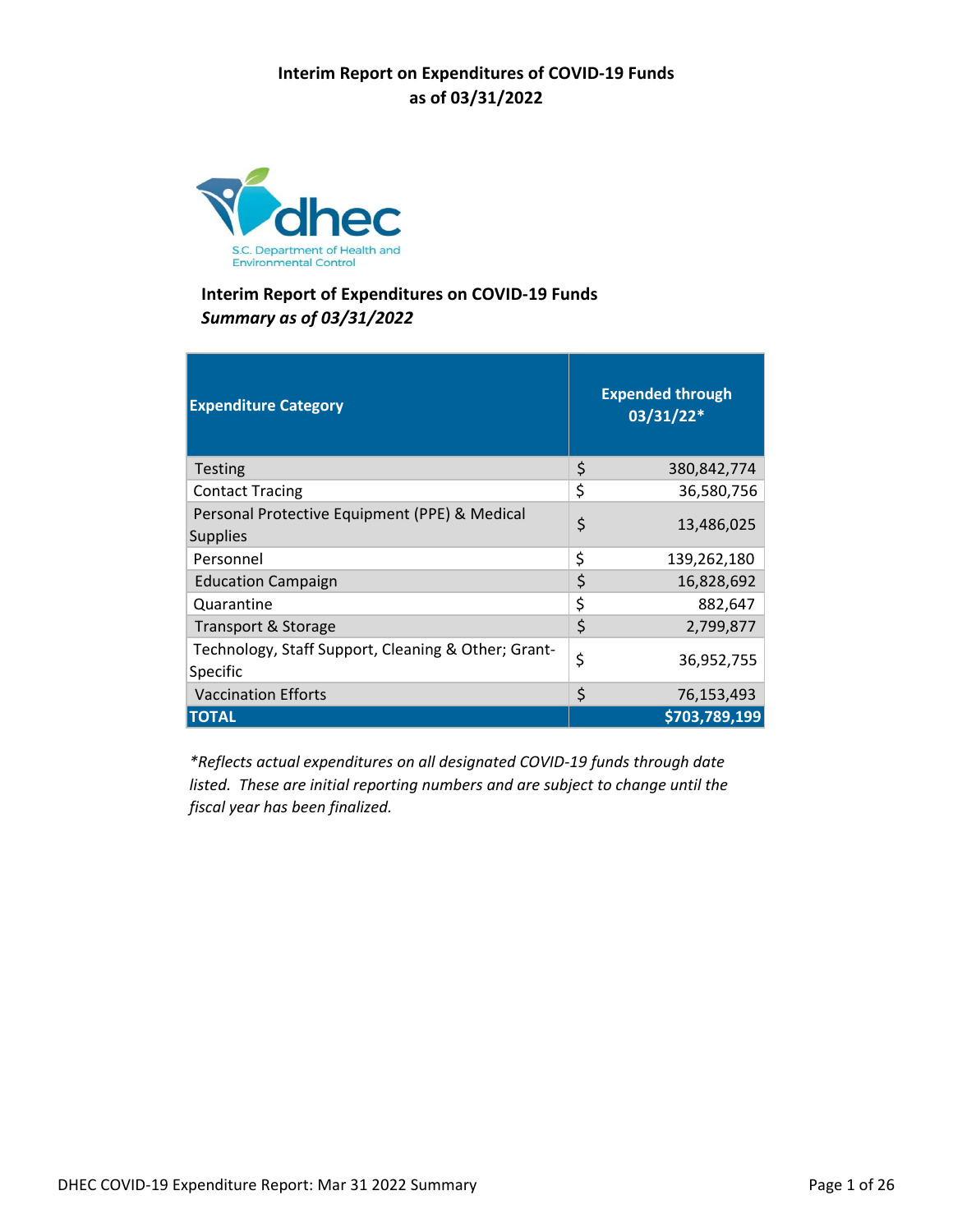# Interim Report on Expenditures of COVID-19 Funds as of 03/31/2022

dhec

S.C. Department of Health and Environmental Control

## Interim Report of Expenditures on COVID-19 Funds

***Summary as of 03/31/2022***

| Expenditure Category | Expended through 03/31/22* |
|---|---|
| Testing | $ 380,842,774 |
| Contact Tracing | $ 36,580,756 |
| Personal Protective Equipment (PPE) & Medical Supplies | $ 13,486,025 |
| Personnel | $ 139,262,180 |
| Education Campaign | $ 16,828,692 |
| Quarantine | $ 882,647 |
| Transport & Storage | $ 2,799,877 |
| Technology, Staff Support, Cleaning & Other; Grant-Specific | $ 36,952,755 |
| Vaccination Efforts | $ 76,153,493 |
| **TOTAL** | **$703,789,199** |

*\*Reflects actual expenditures on all designated COVID-19 funds through date listed. These are initial reporting numbers and are subject to change until the fiscal year has been finalized.*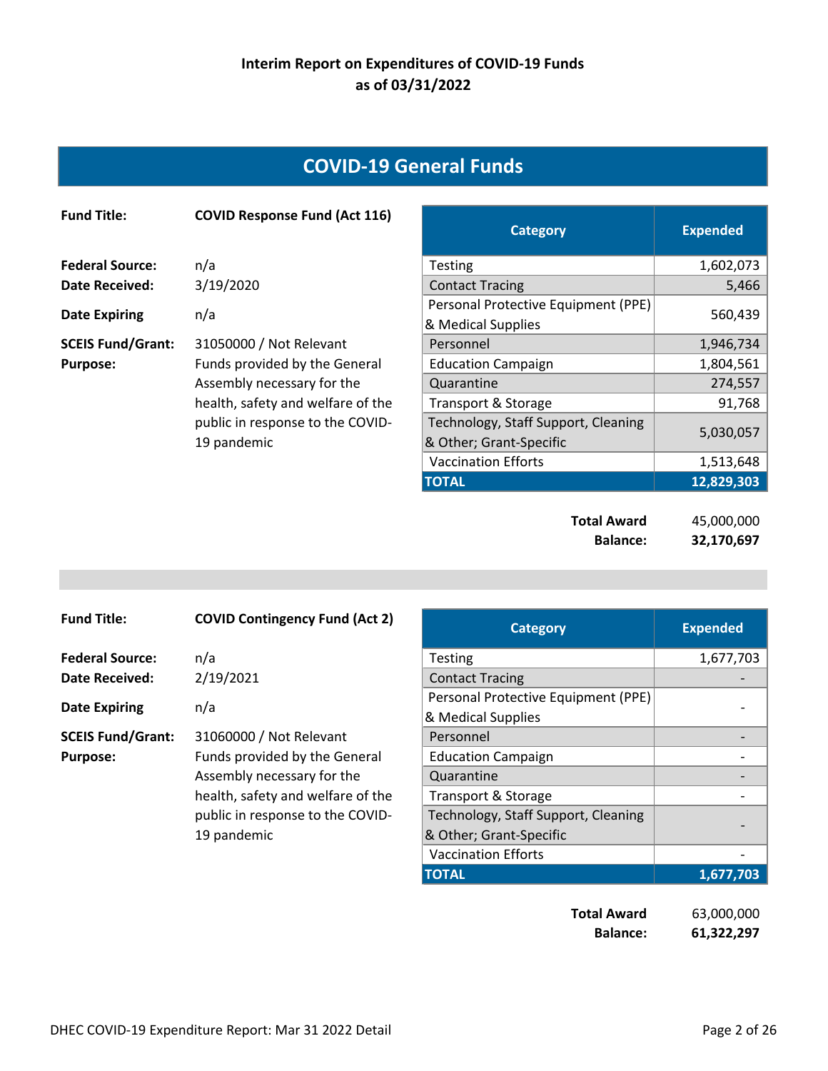# Interim Report on Expenditures of COVID-19 Funds as of 03/31/2022

## COVID-19 General Funds

**Fund Title:** **COVID Response Fund (Act 116)**

**Federal Source:** n/a
**Date Received:** 3/19/2020
**Date Expiring** n/a
**SCEIS Fund/Grant:** 31050000 / Not Relevant
**Purpose:** Funds provided by the General Assembly necessary for the health, safety and welfare of the public in response to the COVID-19 pandemic

| Category | Expended |
|---|---|
| Testing | 1,602,073 |
| Contact Tracing | 5,466 |
| Personal Protective Equipment (PPE) & Medical Supplies | 560,439 |
| Personnel | 1,946,734 |
| Education Campaign | 1,804,561 |
| Quarantine | 274,557 |
| Transport & Storage | 91,768 |
| Technology, Staff Support, Cleaning & Other; Grant-Specific | 5,030,057 |
| Vaccination Efforts | 1,513,648 |
| **TOTAL** | **12,829,303** |

**Total Award** 45,000,000
**Balance:** **32,170,697**

---

**Fund Title:** **COVID Contingency Fund (Act 2)**

**Federal Source:** n/a
**Date Received:** 2/19/2021
**Date Expiring** n/a
**SCEIS Fund/Grant:** 31060000 / Not Relevant
**Purpose:** Funds provided by the General Assembly necessary for the health, safety and welfare of the public in response to the COVID-19 pandemic

| Category | Expended |
|---|---|
| Testing | 1,677,703 |
| Contact Tracing | - |
| Personal Protective Equipment (PPE) & Medical Supplies | - |
| Personnel | - |
| Education Campaign | - |
| Quarantine | - |
| Transport & Storage | - |
| Technology, Staff Support, Cleaning & Other; Grant-Specific | - |
| Vaccination Efforts | - |
| **TOTAL** | **1,677,703** |

**Total Award** 63,000,000
**Balance:** **61,322,297**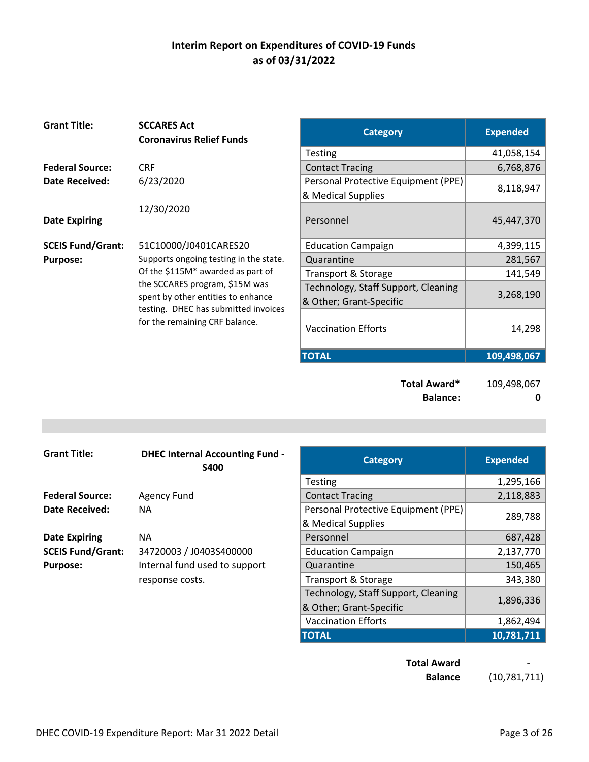## Interim Report on Expenditures of COVID-19 Funds as of 03/31/2022

**Grant Title:** SCCARES Act Coronavirus Relief Funds

**Federal Source:** CRF

**Date Received:** 6/23/2020

**Date Expiring:** 12/30/2020

**SCEIS Fund/Grant:** 51C10000/J0401CARES20

**Purpose:** Supports ongoing testing in the state. Of the $115M* awarded as part of the SCCARES program, $15M was spent by other entities to enhance testing. DHEC has submitted invoices for the remaining CRF balance.

| Category | Expended |
|---|---|
| Testing | 41,058,154 |
| Contact Tracing | 6,768,876 |
| Personal Protective Equipment (PPE) & Medical Supplies | 8,118,947 |
| Personnel | 45,447,370 |
| Education Campaign | 4,399,115 |
| Quarantine | 281,567 |
| Transport & Storage | 141,549 |
| Technology, Staff Support, Cleaning & Other; Grant-Specific | 3,268,190 |
| Vaccination Efforts | 14,298 |
| **TOTAL** | **109,498,067** |

**Total Award*** 109,498,067

**Balance:** **0**

---

**Grant Title:** DHEC Internal Accounting Fund - S400

**Federal Source:** Agency Fund

**Date Received:** NA

**Date Expiring:** NA

**SCEIS Fund/Grant:** 34720003 / J0403S400000

**Purpose:** Internal fund used to support response costs.

| Category | Expended |
|---|---|
| Testing | 1,295,166 |
| Contact Tracing | 2,118,883 |
| Personal Protective Equipment (PPE) & Medical Supplies | 289,788 |
| Personnel | 687,428 |
| Education Campaign | 2,137,770 |
| Quarantine | 150,465 |
| Transport & Storage | 343,380 |
| Technology, Staff Support, Cleaning & Other; Grant-Specific | 1,896,336 |
| Vaccination Efforts | 1,862,494 |
| **TOTAL** | **10,781,711** |

**Total Award** -

**Balance** (10,781,711)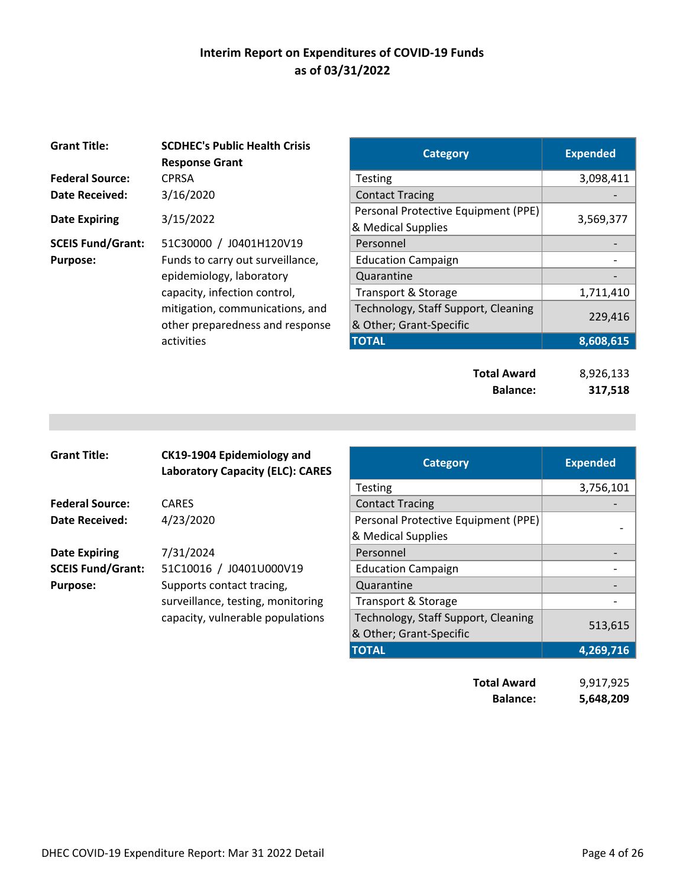# Interim Report on Expenditures of COVID-19 Funds as of 03/31/2022

**Grant Title:** SCDHEC's Public Health Crisis Response Grant
**Federal Source:** CPRSA
**Date Received:** 3/16/2020
**Date Expiring** 3/15/2022
**SCEIS Fund/Grant:** 51C30000 / J0401H120V19
**Purpose:** Funds to carry out surveillance, epidemiology, laboratory capacity, infection control, mitigation, communications, and other preparedness and response activities

| Category | Expended |
|---|---|
| Testing | 3,098,411 |
| Contact Tracing | - |
| Personal Protective Equipment (PPE) & Medical Supplies | 3,569,377 |
| Personnel | - |
| Education Campaign | - |
| Quarantine | - |
| Transport & Storage | 1,711,410 |
| Technology, Staff Support, Cleaning & Other; Grant-Specific | 229,416 |
| **TOTAL** | **8,608,615** |

**Total Award** 8,926,133
**Balance:** **317,518**

---

**Grant Title:** CK19-1904 Epidemiology and Laboratory Capacity (ELC): CARES
**Federal Source:** CARES
**Date Received:** 4/23/2020
**Date Expiring** 7/31/2024
**SCEIS Fund/Grant:** 51C10016 / J0401U000V19
**Purpose:** Supports contact tracing, surveillance, testing, monitoring capacity, vulnerable populations

| Category | Expended |
|---|---|
| Testing | 3,756,101 |
| Contact Tracing | - |
| Personal Protective Equipment (PPE) & Medical Supplies | - |
| Personnel | - |
| Education Campaign | - |
| Quarantine | - |
| Transport & Storage | - |
| Technology, Staff Support, Cleaning & Other; Grant-Specific | 513,615 |
| **TOTAL** | **4,269,716** |

**Total Award** 9,917,925
**Balance:** **5,648,209**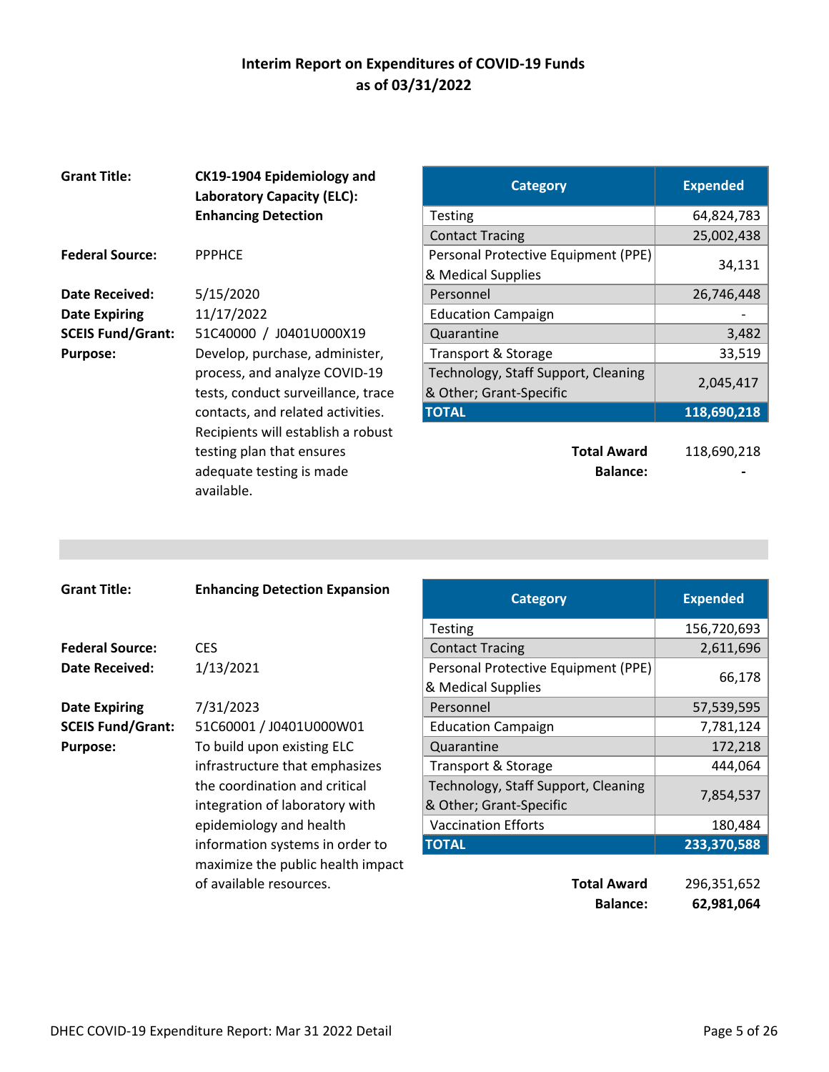# Interim Report on Expenditures of COVID-19 Funds as of 03/31/2022

**Grant Title:** **CK19-1904 Epidemiology and Laboratory Capacity (ELC): Enhancing Detection**

**Federal Source:** PPPHCE

**Date Received:** 5/15/2020

**Date Expiring** 11/17/2022

**SCEIS Fund/Grant:** 51C40000 / J0401U000X19

**Purpose:** Develop, purchase, administer, process, and analyze COVID-19 tests, conduct surveillance, trace contacts, and related activities. Recipients will establish a robust testing plan that ensures adequate testing is made available.

| Category | Expended |
|---|---|
| Testing | 64,824,783 |
| Contact Tracing | 25,002,438 |
| Personal Protective Equipment (PPE) & Medical Supplies | 34,131 |
| Personnel | 26,746,448 |
| Education Campaign | - |
| Quarantine | 3,482 |
| Transport & Storage | 33,519 |
| Technology, Staff Support, Cleaning & Other; Grant-Specific | 2,045,417 |
| **TOTAL** | **118,690,218** |

**Total Award** 118,690,218

**Balance:** **-**

---

**Grant Title:** **Enhancing Detection Expansion**

**Federal Source:** CES

**Date Received:** 1/13/2021

**Date Expiring** 7/31/2023

**SCEIS Fund/Grant:** 51C60001 / J0401U000W01

**Purpose:** To build upon existing ELC infrastructure that emphasizes the coordination and critical integration of laboratory with epidemiology and health information systems in order to maximize the public health impact of available resources.

| Category | Expended |
|---|---|
| Testing | 156,720,693 |
| Contact Tracing | 2,611,696 |
| Personal Protective Equipment (PPE) & Medical Supplies | 66,178 |
| Personnel | 57,539,595 |
| Education Campaign | 7,781,124 |
| Quarantine | 172,218 |
| Transport & Storage | 444,064 |
| Technology, Staff Support, Cleaning & Other; Grant-Specific | 7,854,537 |
| Vaccination Efforts | 180,484 |
| **TOTAL** | **233,370,588** |

**Total Award** 296,351,652

**Balance:** **62,981,064**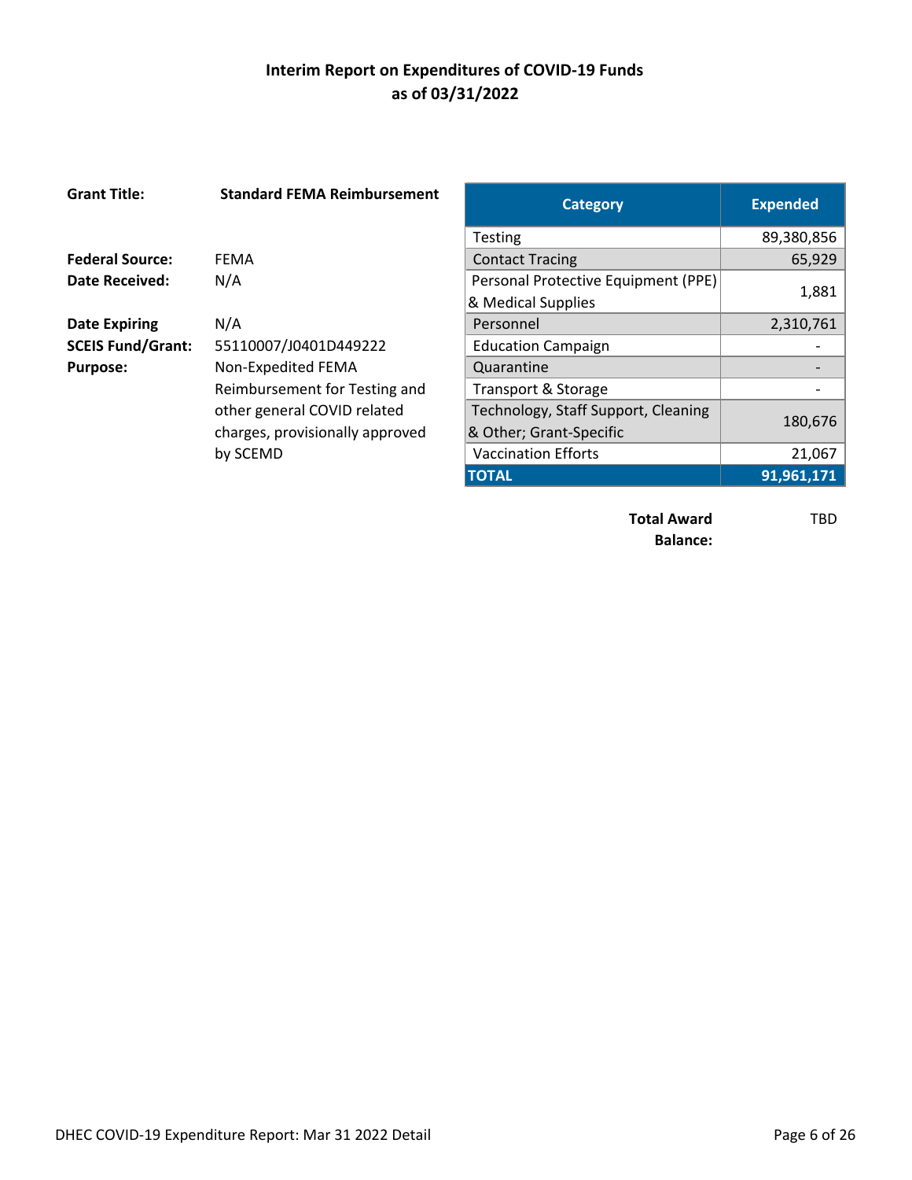## Interim Report on Expenditures of COVID-19 Funds as of 03/31/2022

**Grant Title:** **Standard FEMA Reimbursement**

**Federal Source:** FEMA
**Date Received:** N/A

**Date Expiring:** N/A
**SCEIS Fund/Grant:** 55110007/J0401D449222
**Purpose:** Non-Expedited FEMA Reimbursement for Testing and other general COVID related charges, provisionally approved by SCEMD

| Category | Expended |
|---|---|
| Testing | 89,380,856 |
| Contact Tracing | 65,929 |
| Personal Protective Equipment (PPE) & Medical Supplies | 1,881 |
| Personnel | 2,310,761 |
| Education Campaign | - |
| Quarantine | - |
| Transport & Storage | - |
| Technology, Staff Support, Cleaning & Other; Grant-Specific | 180,676 |
| Vaccination Efforts | 21,067 |
| **TOTAL** | **91,961,171** |

**Total Award Balance:** TBD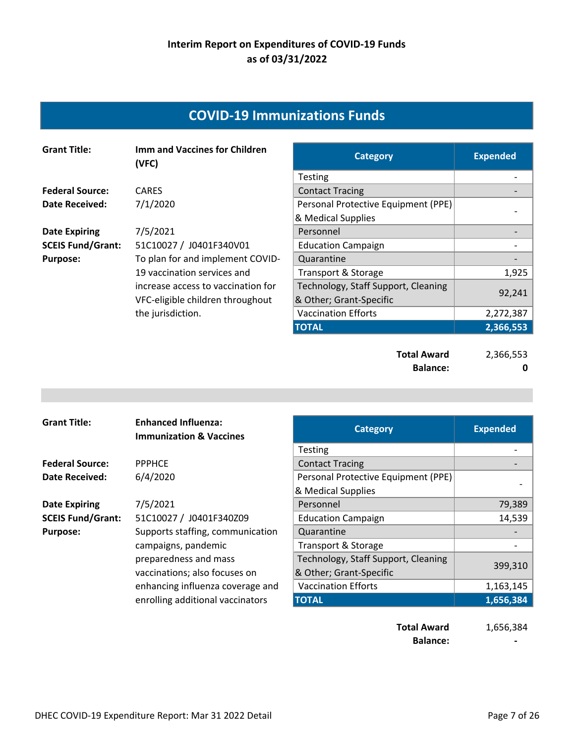## Interim Report on Expenditures of COVID-19 Funds as of 03/31/2022

# COVID-19 Immunizations Funds

**Grant Title:** **Imm and Vaccines for Children (VFC)**

**Federal Source:** CARES
**Date Received:** 7/1/2020
**Date Expiring** 7/5/2021
**SCEIS Fund/Grant:** 51C10027 / J0401F340V01
**Purpose:** To plan for and implement COVID-19 vaccination services and increase access to vaccination for VFC-eligible children throughout the jurisdiction.

| Category | Expended |
|---|---|
| Testing | - |
| Contact Tracing | - |
| Personal Protective Equipment (PPE) & Medical Supplies | - |
| Personnel | - |
| Education Campaign | - |
| Quarantine | - |
| Transport & Storage | 1,925 |
| Technology, Staff Support, Cleaning & Other; Grant-Specific | 92,241 |
| Vaccination Efforts | 2,272,387 |
| **TOTAL** | **2,366,553** |

**Total Award** 2,366,553
**Balance:** **0**

---

**Grant Title:** **Enhanced Influenza: Immunization & Vaccines**

**Federal Source:** PPPHCE
**Date Received:** 6/4/2020
**Date Expiring** 7/5/2021
**SCEIS Fund/Grant:** 51C10027 / J0401F340Z09
**Purpose:** Supports staffing, communication campaigns, pandemic preparedness and mass vaccinations; also focuses on enhancing influenza coverage and enrolling additional vaccinators

| Category | Expended |
|---|---|
| Testing | - |
| Contact Tracing | - |
| Personal Protective Equipment (PPE) & Medical Supplies | - |
| Personnel | 79,389 |
| Education Campaign | 14,539 |
| Quarantine | - |
| Transport & Storage | - |
| Technology, Staff Support, Cleaning & Other; Grant-Specific | 399,310 |
| Vaccination Efforts | 1,163,145 |
| **TOTAL** | **1,656,384** |

**Total Award** 1,656,384
**Balance:** **-**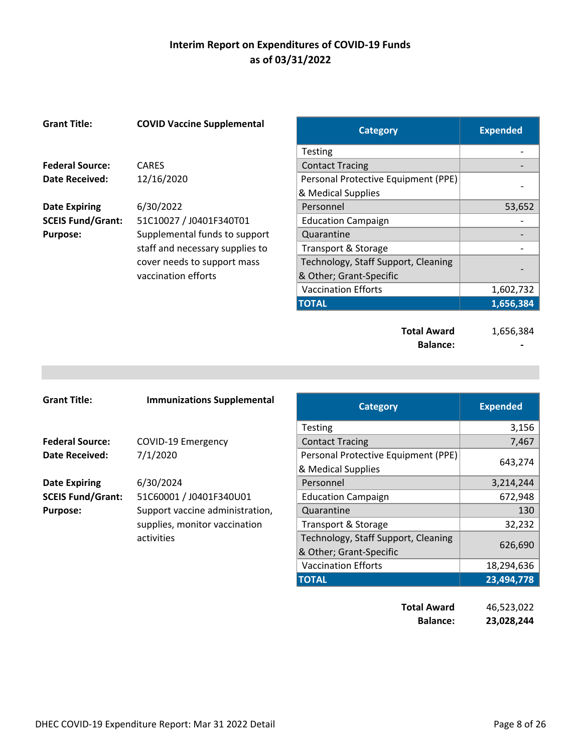# Interim Report on Expenditures of COVID-19 Funds
## as of 03/31/2022

**Grant Title:** **COVID Vaccine Supplemental**

**Federal Source:** CARES
**Date Received:** 12/16/2020

**Date Expiring:** 6/30/2022
**SCEIS Fund/Grant:** 51C10027 / J0401F340T01
**Purpose:** Supplemental funds to support staff and necessary supplies to cover needs to support mass vaccination efforts

| Category | Expended |
|---|---|
| Testing | - |
| Contact Tracing | - |
| Personal Protective Equipment (PPE) & Medical Supplies | - |
| Personnel | 53,652 |
| Education Campaign | - |
| Quarantine | - |
| Transport & Storage | - |
| Technology, Staff Support, Cleaning & Other; Grant-Specific | - |
| Vaccination Efforts | 1,602,732 |
| **TOTAL** | **1,656,384** |

**Total Award** 1,656,384
**Balance:** **-**

---

**Grant Title:** **Immunizations Supplemental**

**Federal Source:** COVID-19 Emergency
**Date Received:** 7/1/2020

**Date Expiring:** 6/30/2024
**SCEIS Fund/Grant:** 51C60001 / J0401F340U01
**Purpose:** Support vaccine administration, supplies, monitor vaccination activities

| Category | Expended |
|---|---|
| Testing | 3,156 |
| Contact Tracing | 7,467 |
| Personal Protective Equipment (PPE) & Medical Supplies | 643,274 |
| Personnel | 3,214,244 |
| Education Campaign | 672,948 |
| Quarantine | 130 |
| Transport & Storage | 32,232 |
| Technology, Staff Support, Cleaning & Other; Grant-Specific | 626,690 |
| Vaccination Efforts | 18,294,636 |
| **TOTAL** | **23,494,778** |

**Total Award** 46,523,022
**Balance:** **23,028,244**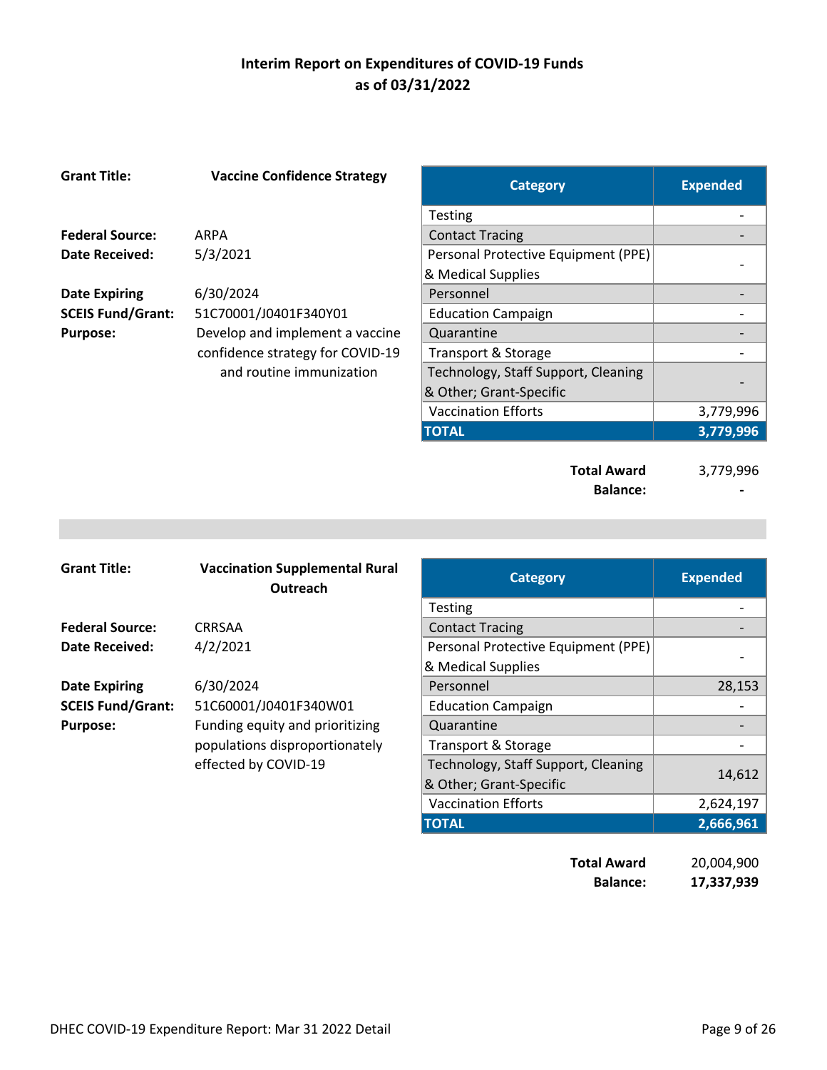# Interim Report on Expenditures of COVID-19 Funds
## as of 03/31/2022

**Grant Title:** **Vaccine Confidence Strategy**

**Federal Source:** ARPA
**Date Received:** 5/3/2021

**Date Expiring** 6/30/2024
**SCEIS Fund/Grant:** 51C70001/J0401F340Y01
**Purpose:** Develop and implement a vaccine confidence strategy for COVID-19 and routine immunization

| Category | Expended |
|---|---|
| Testing | - |
| Contact Tracing | - |
| Personal Protective Equipment (PPE) & Medical Supplies | - |
| Personnel | - |
| Education Campaign | - |
| Quarantine | - |
| Transport & Storage | - |
| Technology, Staff Support, Cleaning & Other; Grant-Specific | - |
| Vaccination Efforts | 3,779,996 |
| **TOTAL** | **3,779,996** |

**Total Award** 3,779,996
**Balance:** **-**

---

**Grant Title:** **Vaccination Supplemental Rural Outreach**

**Federal Source:** CRRSAA
**Date Received:** 4/2/2021

**Date Expiring** 6/30/2024
**SCEIS Fund/Grant:** 51C60001/J0401F340W01
**Purpose:** Funding equity and prioritizing populations disproportionately effected by COVID-19

| Category | Expended |
|---|---|
| Testing | - |
| Contact Tracing | - |
| Personal Protective Equipment (PPE) & Medical Supplies | - |
| Personnel | 28,153 |
| Education Campaign | - |
| Quarantine | - |
| Transport & Storage | - |
| Technology, Staff Support, Cleaning & Other; Grant-Specific | 14,612 |
| Vaccination Efforts | 2,624,197 |
| **TOTAL** | **2,666,961** |

**Total Award** 20,004,900
**Balance:** **17,337,939**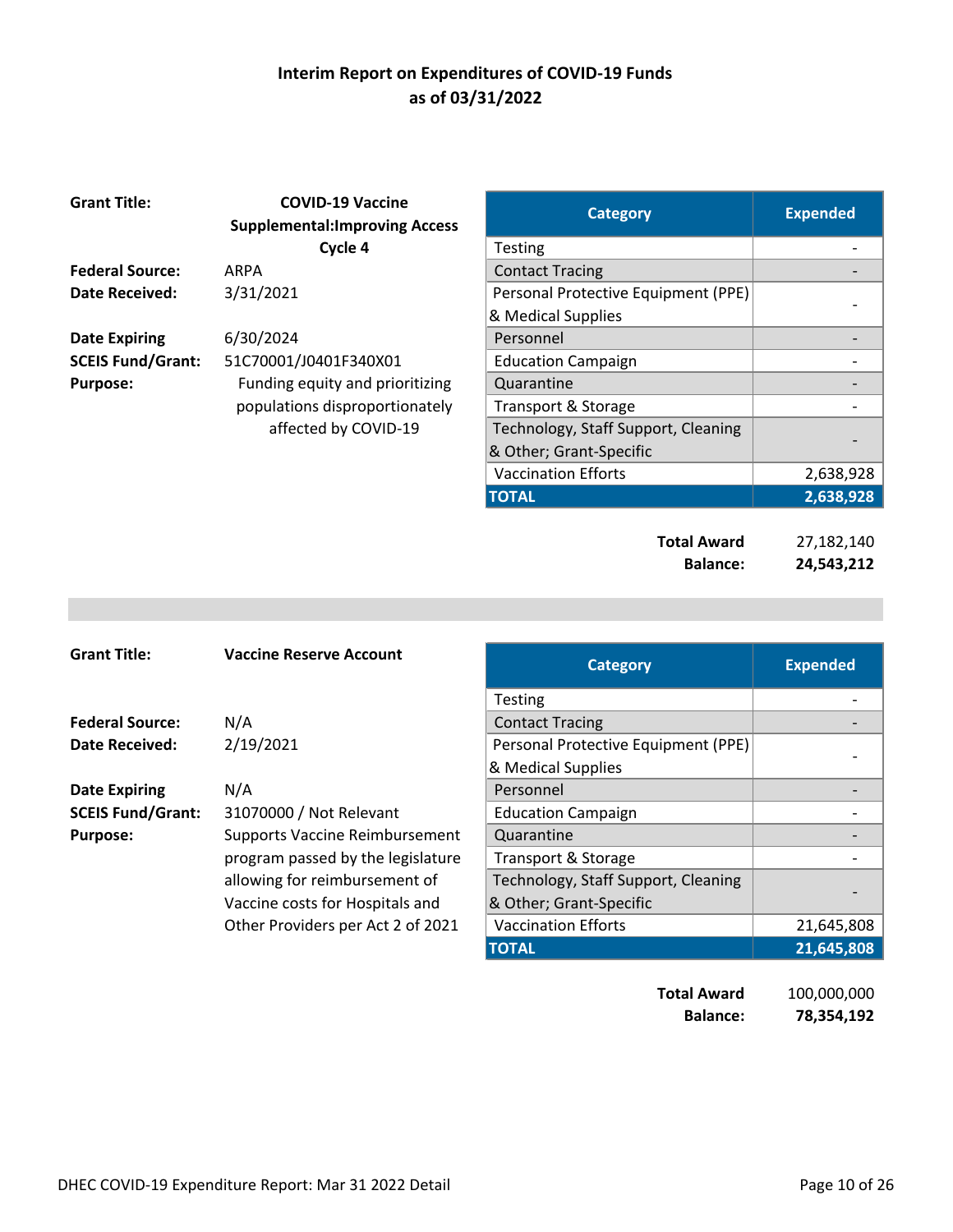# Interim Report on Expenditures of COVID-19 Funds as of 03/31/2022

**Grant Title:** **COVID-19 Vaccine Supplemental:Improving Access Cycle 4**

**Federal Source:** ARPA

**Date Received:** 3/31/2021

**Date Expiring** 6/30/2024

**SCEIS Fund/Grant:** 51C70001/J0401F340X01

**Purpose:** Funding equity and prioritizing populations disproportionately affected by COVID-19

| Category | Expended |
|---|---|
| Testing | - |
| Contact Tracing | - |
| Personal Protective Equipment (PPE) & Medical Supplies | - |
| Personnel | - |
| Education Campaign | - |
| Quarantine | - |
| Transport & Storage | - |
| Technology, Staff Support, Cleaning & Other; Grant-Specific | - |
| Vaccination Efforts | 2,638,928 |
| **TOTAL** | **2,638,928** |

**Total Award** 27,182,140

**Balance:** **24,543,212**

---

**Grant Title:** **Vaccine Reserve Account**

**Federal Source:** N/A

**Date Received:** 2/19/2021

**Date Expiring** N/A

**SCEIS Fund/Grant:** 31070000 / Not Relevant

**Purpose:** Supports Vaccine Reimbursement program passed by the legislature allowing for reimbursement of Vaccine costs for Hospitals and Other Providers per Act 2 of 2021

| Category | Expended |
|---|---|
| Testing | - |
| Contact Tracing | - |
| Personal Protective Equipment (PPE) & Medical Supplies | - |
| Personnel | - |
| Education Campaign | - |
| Quarantine | - |
| Transport & Storage | - |
| Technology, Staff Support, Cleaning & Other; Grant-Specific | - |
| Vaccination Efforts | 21,645,808 |
| **TOTAL** | **21,645,808** |

**Total Award** 100,000,000

**Balance:** **78,354,192**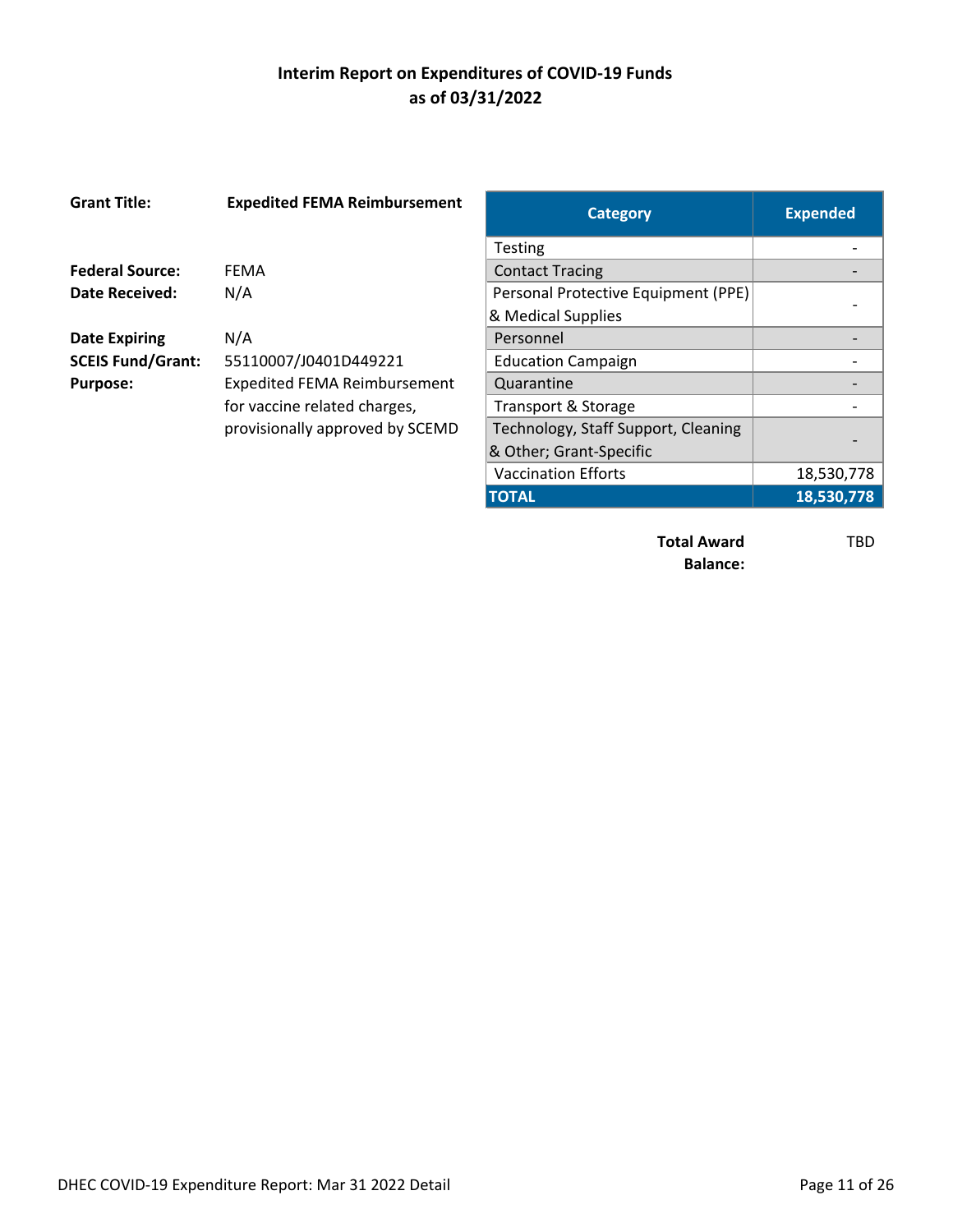# Interim Report on Expenditures of COVID-19 Funds
## as of 03/31/2022

**Grant Title:** **Expedited FEMA Reimbursement**

**Federal Source:** FEMA
**Date Received:** N/A

**Date Expiring** N/A
**SCEIS Fund/Grant:** 55110007/J0401D449221
**Purpose:** Expedited FEMA Reimbursement for vaccine related charges, provisionally approved by SCEMD

| Category | Expended |
|---|---|
| Testing | - |
| Contact Tracing | - |
| Personal Protective Equipment (PPE) & Medical Supplies | - |
| Personnel | - |
| Education Campaign | - |
| Quarantine | - |
| Transport & Storage | - |
| Technology, Staff Support, Cleaning & Other; Grant-Specific | - |
| Vaccination Efforts | 18,530,778 |
| **TOTAL** | **18,530,778** |

**Total Award Balance:** TBD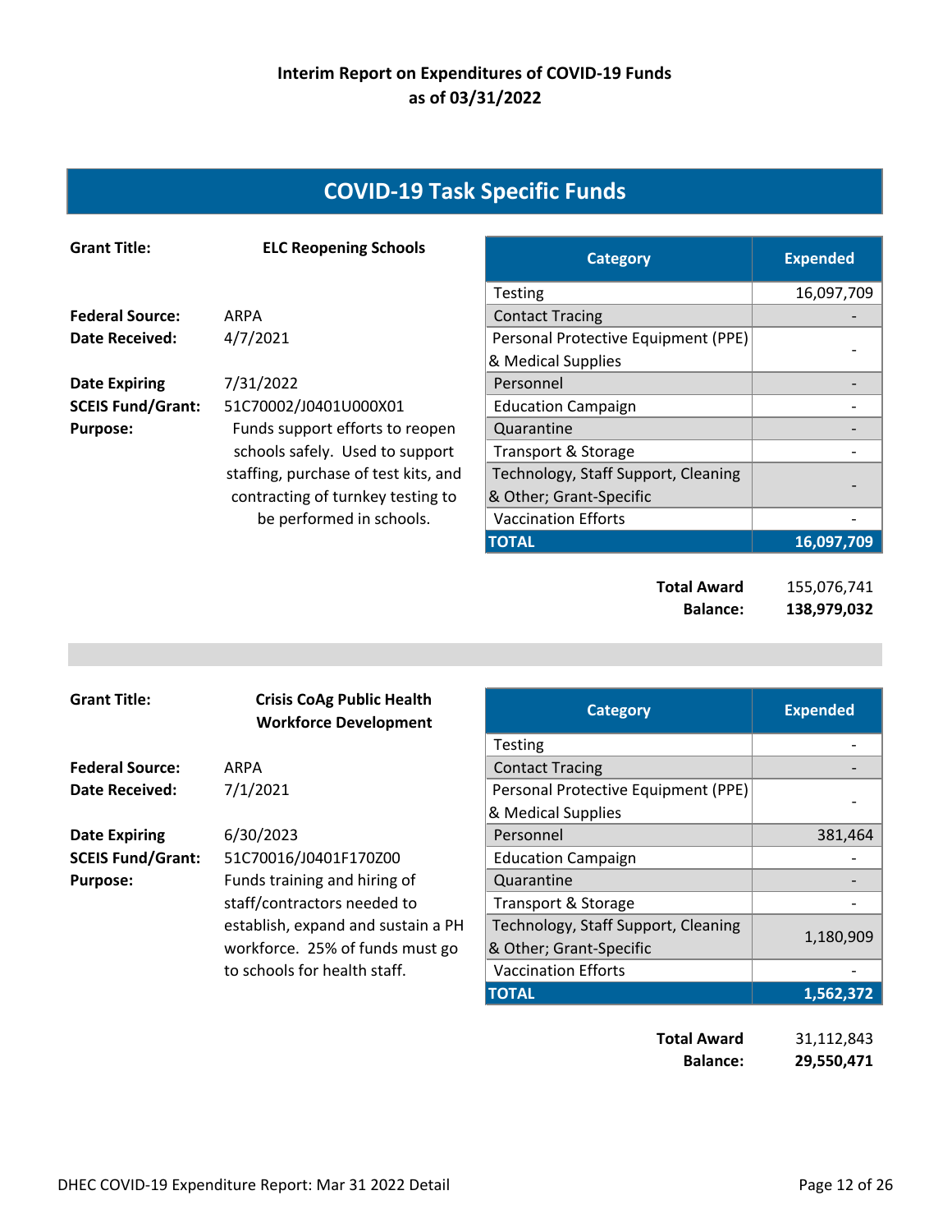**Interim Report on Expenditures of COVID-19 Funds as of 03/31/2022**

## COVID-19 Task Specific Funds

**Grant Title:** **ELC Reopening Schools**

**Federal Source:** ARPA
**Date Received:** 4/7/2021
**Date Expiring** 7/31/2022
**SCEIS Fund/Grant:** 51C70002/J0401U000X01
**Purpose:** Funds support efforts to reopen schools safely. Used to support staffing, purchase of test kits, and contracting of turnkey testing to be performed in schools.

| Category | Expended |
|---|---|
| Testing | 16,097,709 |
| Contact Tracing | - |
| Personal Protective Equipment (PPE) & Medical Supplies | - |
| Personnel | - |
| Education Campaign | - |
| Quarantine | - |
| Transport & Storage | - |
| Technology, Staff Support, Cleaning & Other; Grant-Specific | - |
| Vaccination Efforts | - |
| **TOTAL** | **16,097,709** |

**Total Award** 155,076,741
**Balance:** **138,979,032**

---

**Grant Title:** **Crisis CoAg Public Health Workforce Development**

**Federal Source:** ARPA
**Date Received:** 7/1/2021
**Date Expiring** 6/30/2023
**SCEIS Fund/Grant:** 51C70016/J0401F170Z00
**Purpose:** Funds training and hiring of staff/contractors needed to establish, expand and sustain a PH workforce. 25% of funds must go to schools for health staff.

| Category | Expended |
|---|---|
| Testing | - |
| Contact Tracing | - |
| Personal Protective Equipment (PPE) & Medical Supplies | - |
| Personnel | 381,464 |
| Education Campaign | - |
| Quarantine | - |
| Transport & Storage | - |
| Technology, Staff Support, Cleaning & Other; Grant-Specific | 1,180,909 |
| Vaccination Efforts | - |
| **TOTAL** | **1,562,372** |

**Total Award** 31,112,843
**Balance:** **29,550,471**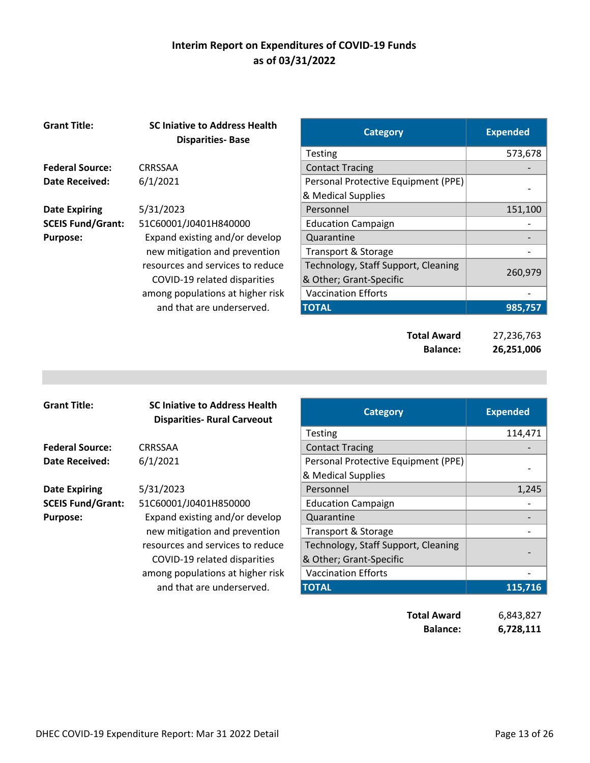# Interim Report on Expenditures of COVID-19 Funds as of 03/31/2022

**Grant Title:** SC Iniative to Address Health Disparities- Base

**Federal Source:** CRRSSAA
**Date Received:** 6/1/2021
**Date Expiring** 5/31/2023
**SCEIS Fund/Grant:** 51C60001/J0401H840000
**Purpose:** Expand existing and/or develop new mitigation and prevention resources and services to reduce COVID-19 related disparities among populations at higher risk and that are underserved.

| Category | Expended |
|---|---|
| Testing | 573,678 |
| Contact Tracing | - |
| Personal Protective Equipment (PPE) & Medical Supplies | - |
| Personnel | 151,100 |
| Education Campaign | - |
| Quarantine | - |
| Transport & Storage | - |
| Technology, Staff Support, Cleaning & Other; Grant-Specific | 260,979 |
| Vaccination Efforts | - |
| **TOTAL** | **985,757** |

**Total Award** 27,236,763
**Balance:** **26,251,006**

---

**Grant Title:** SC Iniative to Address Health Disparities- Rural Carveout

**Federal Source:** CRRSSAA
**Date Received:** 6/1/2021
**Date Expiring** 5/31/2023
**SCEIS Fund/Grant:** 51C60001/J0401H850000
**Purpose:** Expand existing and/or develop new mitigation and prevention resources and services to reduce COVID-19 related disparities among populations at higher risk and that are underserved.

| Category | Expended |
|---|---|
| Testing | 114,471 |
| Contact Tracing | - |
| Personal Protective Equipment (PPE) & Medical Supplies | - |
| Personnel | 1,245 |
| Education Campaign | - |
| Quarantine | - |
| Transport & Storage | - |
| Technology, Staff Support, Cleaning & Other; Grant-Specific | - |
| Vaccination Efforts | - |
| **TOTAL** | **115,716** |

**Total Award** 6,843,827
**Balance:** **6,728,111**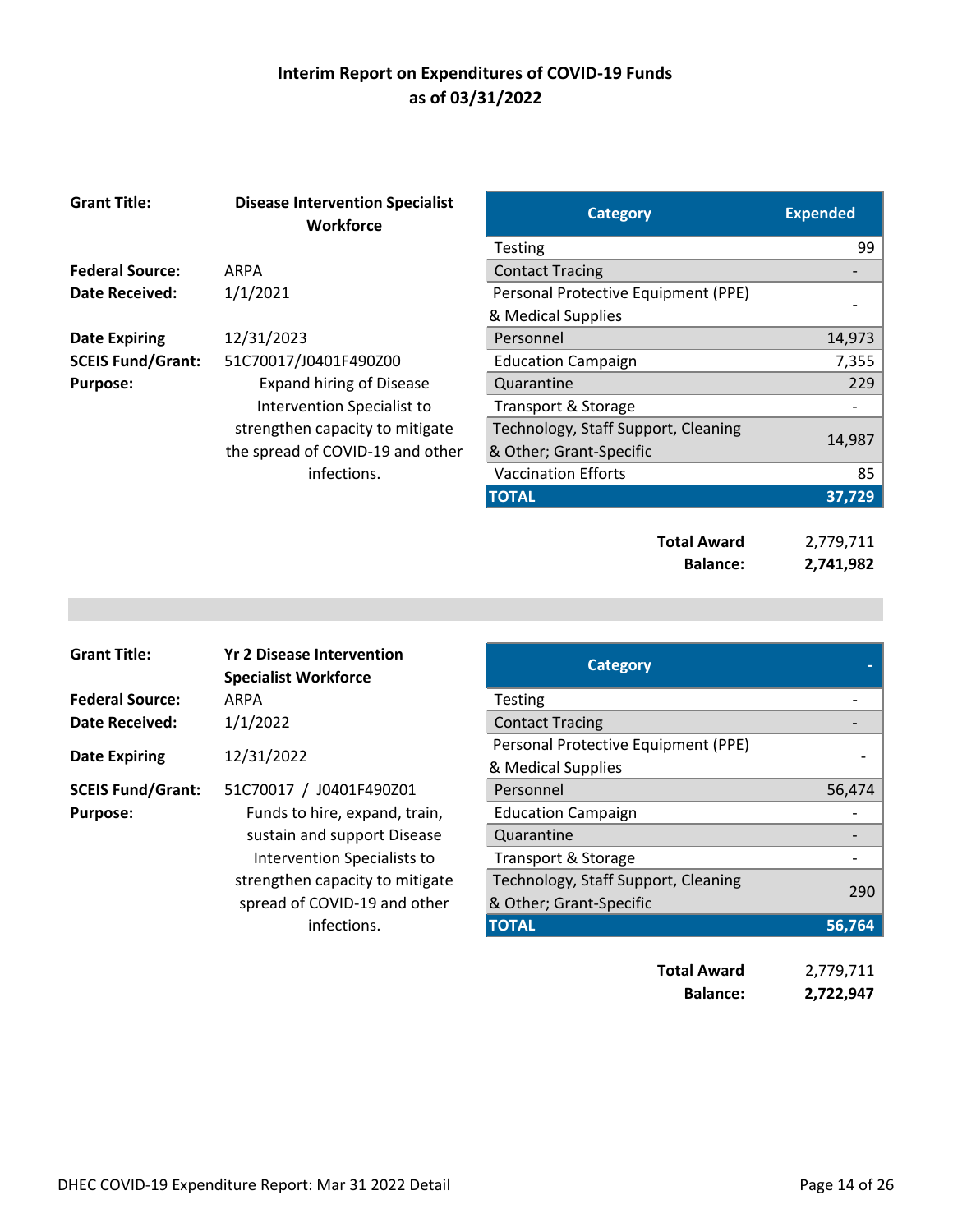# Interim Report on Expenditures of COVID-19 Funds as of 03/31/2022

**Grant Title:** Disease Intervention Specialist Workforce

**Federal Source:** ARPA

**Date Received:** 1/1/2021

**Date Expiring** 12/31/2023

**SCEIS Fund/Grant:** 51C70017/J0401F490Z00

**Purpose:** Expand hiring of Disease Intervention Specialist to strengthen capacity to mitigate the spread of COVID-19 and other infections.

| Category | Expended |
|---|---|
| Testing | 99 |
| Contact Tracing | - |
| Personal Protective Equipment (PPE) & Medical Supplies | - |
| Personnel | 14,973 |
| Education Campaign | 7,355 |
| Quarantine | 229 |
| Transport & Storage | - |
| Technology, Staff Support, Cleaning & Other; Grant-Specific | 14,987 |
| Vaccination Efforts | 85 |
| **TOTAL** | **37,729** |

**Total Award** 2,779,711

**Balance:** **2,741,982**

---

**Grant Title:** Yr 2 Disease Intervention Specialist Workforce

**Federal Source:** ARPA

**Date Received:** 1/1/2022

**Date Expiring** 12/31/2022

**SCEIS Fund/Grant:** 51C70017 / J0401F490Z01

**Purpose:** Funds to hire, expand, train, sustain and support Disease Intervention Specialists to strengthen capacity to mitigate spread of COVID-19 and other infections.

| Category | - |
|---|---|
| Testing | - |
| Contact Tracing | - |
| Personal Protective Equipment (PPE) & Medical Supplies | - |
| Personnel | 56,474 |
| Education Campaign | - |
| Quarantine | - |
| Transport & Storage | - |
| Technology, Staff Support, Cleaning & Other; Grant-Specific | 290 |
| **TOTAL** | **56,764** |

**Total Award** 2,779,711

**Balance:** **2,722,947**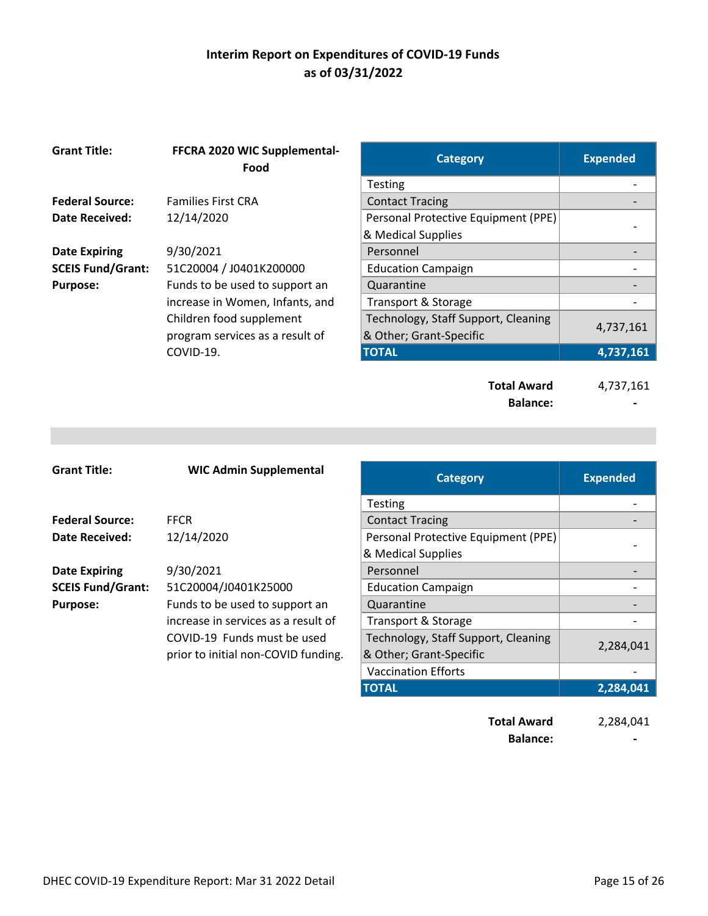# Interim Report on Expenditures of COVID-19 Funds as of 03/31/2022

**Grant Title:** **FFCRA 2020 WIC Supplemental-Food**

**Federal Source:** Families First CRA

**Date Received:** 12/14/2020

**Date Expiring** 9/30/2021

**SCEIS Fund/Grant:** 51C20004 / J0401K200000

**Purpose:** Funds to be used to support an increase in Women, Infants, and Children food supplement program services as a result of COVID-19.

| Category | Expended |
|---|---|
| Testing | - |
| Contact Tracing | - |
| Personal Protective Equipment (PPE) & Medical Supplies | - |
| Personnel | - |
| Education Campaign | - |
| Quarantine | - |
| Transport & Storage | - |
| Technology, Staff Support, Cleaning & Other; Grant-Specific | 4,737,161 |
| **TOTAL** | **4,737,161** |

| | |
|---|---|
| **Total Award** | 4,737,161 |
| **Balance:** | **-** |

---

**Grant Title:** **WIC Admin Supplemental**

**Federal Source:** FFCR

**Date Received:** 12/14/2020

**Date Expiring** 9/30/2021

**SCEIS Fund/Grant:** 51C20004/J0401K25000

**Purpose:** Funds to be used to support an increase in services as a result of COVID-19 Funds must be used prior to initial non-COVID funding.

| Category | Expended |
|---|---|
| Testing | - |
| Contact Tracing | - |
| Personal Protective Equipment (PPE) & Medical Supplies | - |
| Personnel | - |
| Education Campaign | - |
| Quarantine | - |
| Transport & Storage | - |
| Technology, Staff Support, Cleaning & Other; Grant-Specific | 2,284,041 |
| Vaccination Efforts | - |
| **TOTAL** | **2,284,041** |

| | |
|---|---|
| **Total Award** | 2,284,041 |
| **Balance:** | **-** |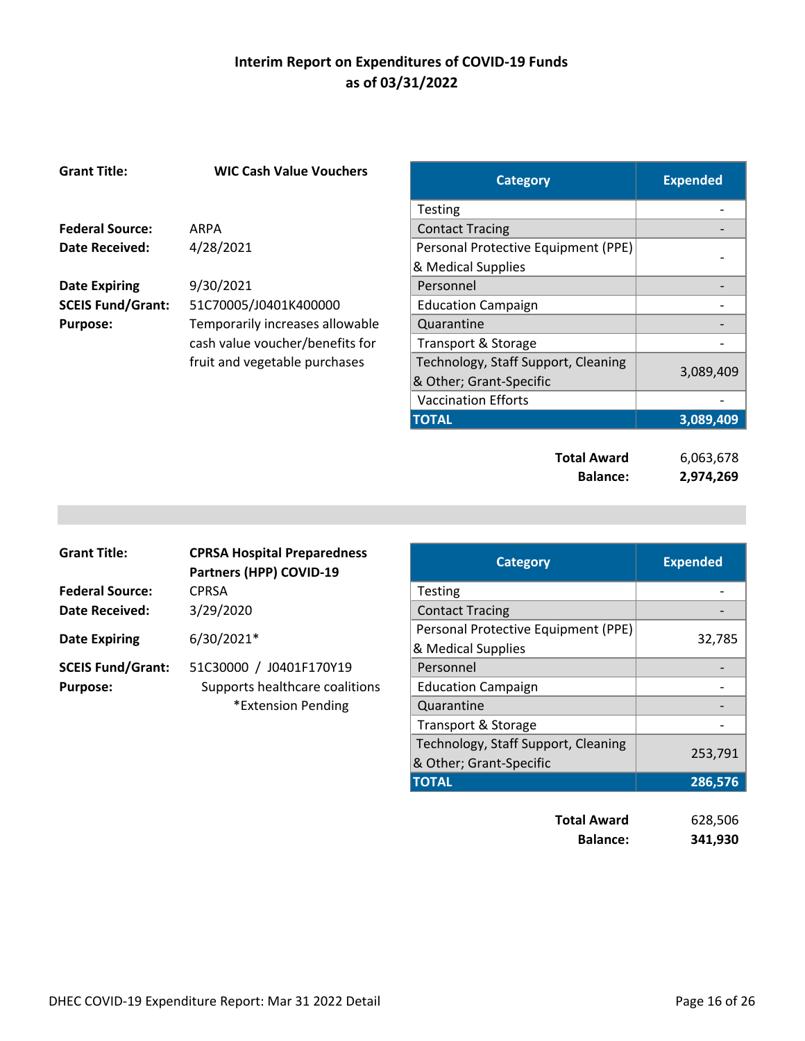# Interim Report on Expenditures of COVID-19 Funds as of 03/31/2022

**Grant Title:** **WIC Cash Value Vouchers**

**Federal Source:** ARPA
**Date Received:** 4/28/2021
**Date Expiring** 9/30/2021
**SCEIS Fund/Grant:** 51C70005/J0401K400000
**Purpose:** Temporarily increases allowable cash value voucher/benefits for fruit and vegetable purchases

| Category | Expended |
|---|---|
| Testing | - |
| Contact Tracing | - |
| Personal Protective Equipment (PPE) & Medical Supplies | - |
| Personnel | - |
| Education Campaign | - |
| Quarantine | - |
| Transport & Storage | - |
| Technology, Staff Support, Cleaning & Other; Grant-Specific | 3,089,409 |
| Vaccination Efforts | - |
| **TOTAL** | **3,089,409** |

| | |
|---|---|
| **Total Award** | 6,063,678 |
| **Balance:** | **2,974,269** |

---

**Grant Title:** **CPRSA Hospital Preparedness Partners (HPP) COVID-19**
**Federal Source:** CPRSA
**Date Received:** 3/29/2020
**Date Expiring** 6/30/2021*
**SCEIS Fund/Grant:** 51C30000 / J0401F170Y19
**Purpose:** Supports healthcare coalitions

*Extension Pending

| Category | Expended |
|---|---|
| Testing | - |
| Contact Tracing | - |
| Personal Protective Equipment (PPE) & Medical Supplies | 32,785 |
| Personnel | - |
| Education Campaign | - |
| Quarantine | - |
| Transport & Storage | - |
| Technology, Staff Support, Cleaning & Other; Grant-Specific | 253,791 |
| **TOTAL** | **286,576** |

| | |
|---|---|
| **Total Award** | 628,506 |
| **Balance:** | **341,930** |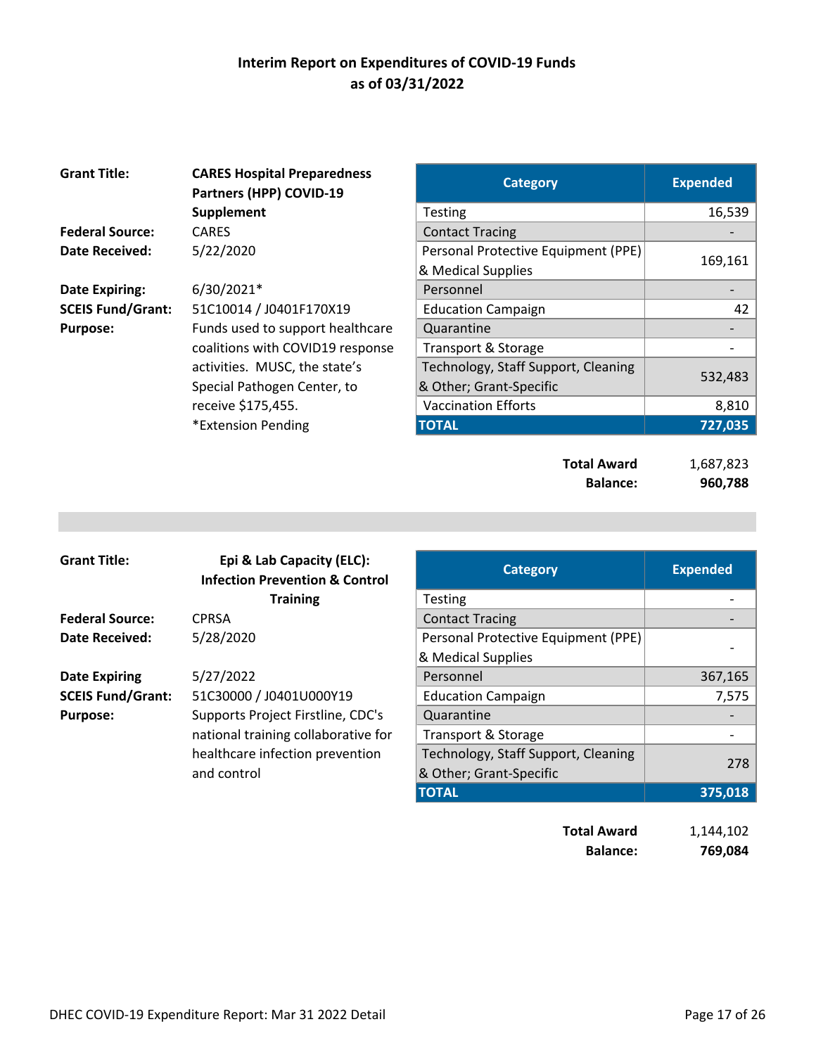# Interim Report on Expenditures of COVID-19 Funds as of 03/31/2022

**Grant Title:** **CARES Hospital Preparedness Partners (HPP) COVID-19 Supplement**

**Federal Source:** CARES

**Date Received:** 5/22/2020

**Date Expiring:** 6/30/2021*

**SCEIS Fund/Grant:** 51C10014 / J0401F170X19

**Purpose:** Funds used to support healthcare coalitions with COVID19 response activities. MUSC, the state's Special Pathogen Center, to receive $175,455.

*Extension Pending

| Category | Expended |
|---|---:|
| Testing | 16,539 |
| Contact Tracing | - |
| Personal Protective Equipment (PPE) & Medical Supplies | 169,161 |
| Personnel | - |
| Education Campaign | 42 |
| Quarantine | - |
| Transport & Storage | - |
| Technology, Staff Support, Cleaning & Other; Grant-Specific | 532,483 |
| Vaccination Efforts | 8,810 |
| **TOTAL** | **727,035** |

| | |
|---:|---:|
| **Total Award** | 1,687,823 |
| **Balance:** | **960,788** |

---

**Grant Title:** **Epi & Lab Capacity (ELC): Infection Prevention & Control Training**

**Federal Source:** CPRSA

**Date Received:** 5/28/2020

**Date Expiring** 5/27/2022

**SCEIS Fund/Grant:** 51C30000 / J0401U000Y19

**Purpose:** Supports Project Firstline, CDC's national training collaborative for healthcare infection prevention and control

| Category | Expended |
|---|---:|
| Testing | - |
| Contact Tracing | - |
| Personal Protective Equipment (PPE) & Medical Supplies | - |
| Personnel | 367,165 |
| Education Campaign | 7,575 |
| Quarantine | - |
| Transport & Storage | - |
| Technology, Staff Support, Cleaning & Other; Grant-Specific | 278 |
| **TOTAL** | **375,018** |

| | |
|---:|---:|
| **Total Award** | 1,144,102 |
| **Balance:** | **769,084** |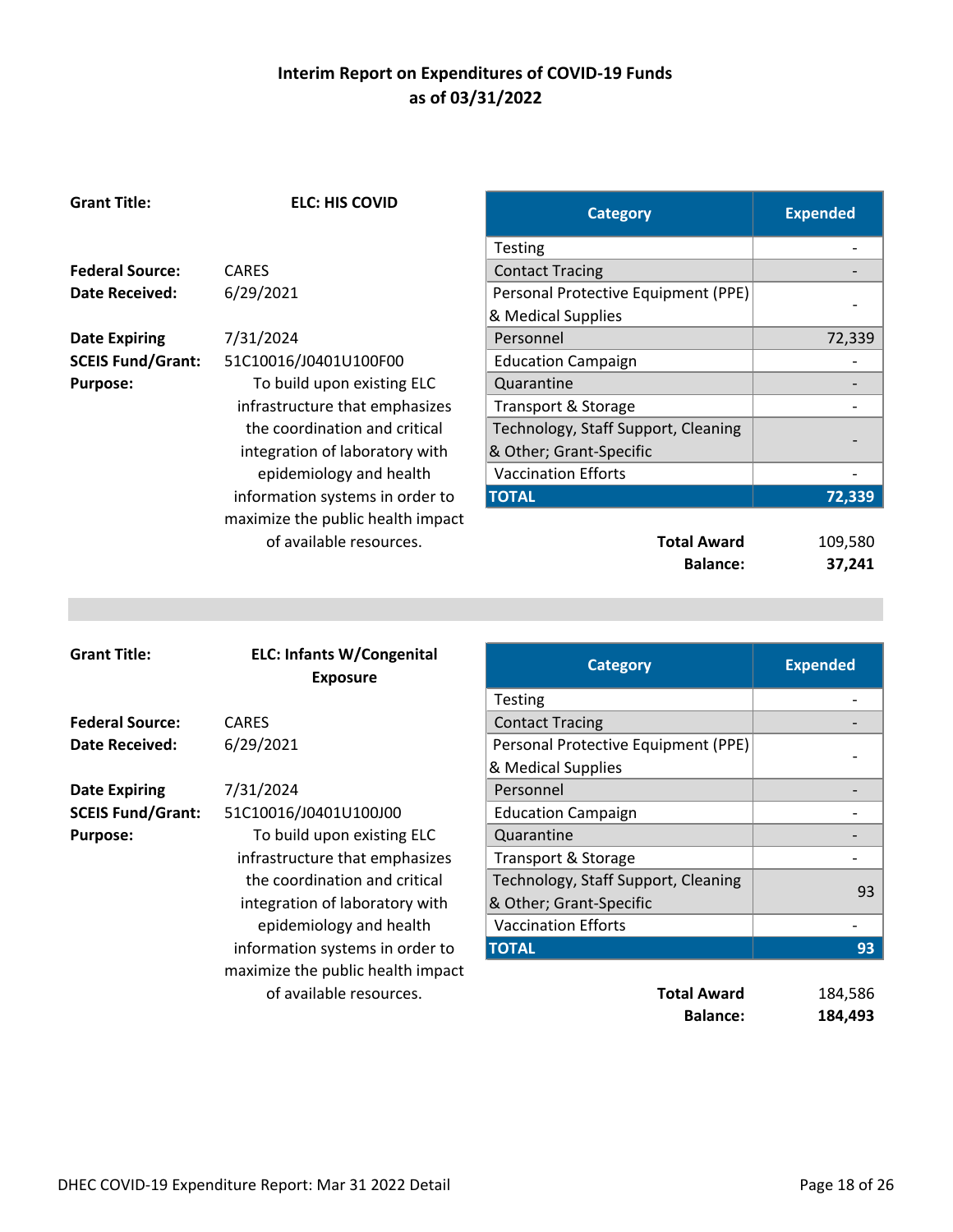## Interim Report on Expenditures of COVID-19 Funds as of 03/31/2022

**Grant Title:** ELC: HIS COVID

**Federal Source:** CARES
**Date Received:** 6/29/2021
**Date Expiring:** 7/31/2024
**SCEIS Fund/Grant:** 51C10016/J0401U100F00
**Purpose:** To build upon existing ELC infrastructure that emphasizes the coordination and critical integration of laboratory with epidemiology and health information systems in order to maximize the public health impact of available resources.

| Category | Expended |
|---|---|
| Testing | - |
| Contact Tracing | - |
| Personal Protective Equipment (PPE) & Medical Supplies | - |
| Personnel | 72,339 |
| Education Campaign | - |
| Quarantine | - |
| Transport & Storage | - |
| Technology, Staff Support, Cleaning & Other; Grant-Specific | - |
| Vaccination Efforts | - |
| **TOTAL** | **72,339** |

**Total Award** 109,580
**Balance:** **37,241**

---

**Grant Title:** ELC: Infants W/Congenital Exposure

**Federal Source:** CARES
**Date Received:** 6/29/2021
**Date Expiring:** 7/31/2024
**SCEIS Fund/Grant:** 51C10016/J0401U100J00
**Purpose:** To build upon existing ELC infrastructure that emphasizes the coordination and critical integration of laboratory with epidemiology and health information systems in order to maximize the public health impact of available resources.

| Category | Expended |
|---|---|
| Testing | - |
| Contact Tracing | - |
| Personal Protective Equipment (PPE) & Medical Supplies | - |
| Personnel | - |
| Education Campaign | - |
| Quarantine | - |
| Transport & Storage | - |
| Technology, Staff Support, Cleaning & Other; Grant-Specific | 93 |
| Vaccination Efforts | - |
| **TOTAL** | **93** |

**Total Award** 184,586
**Balance:** **184,493**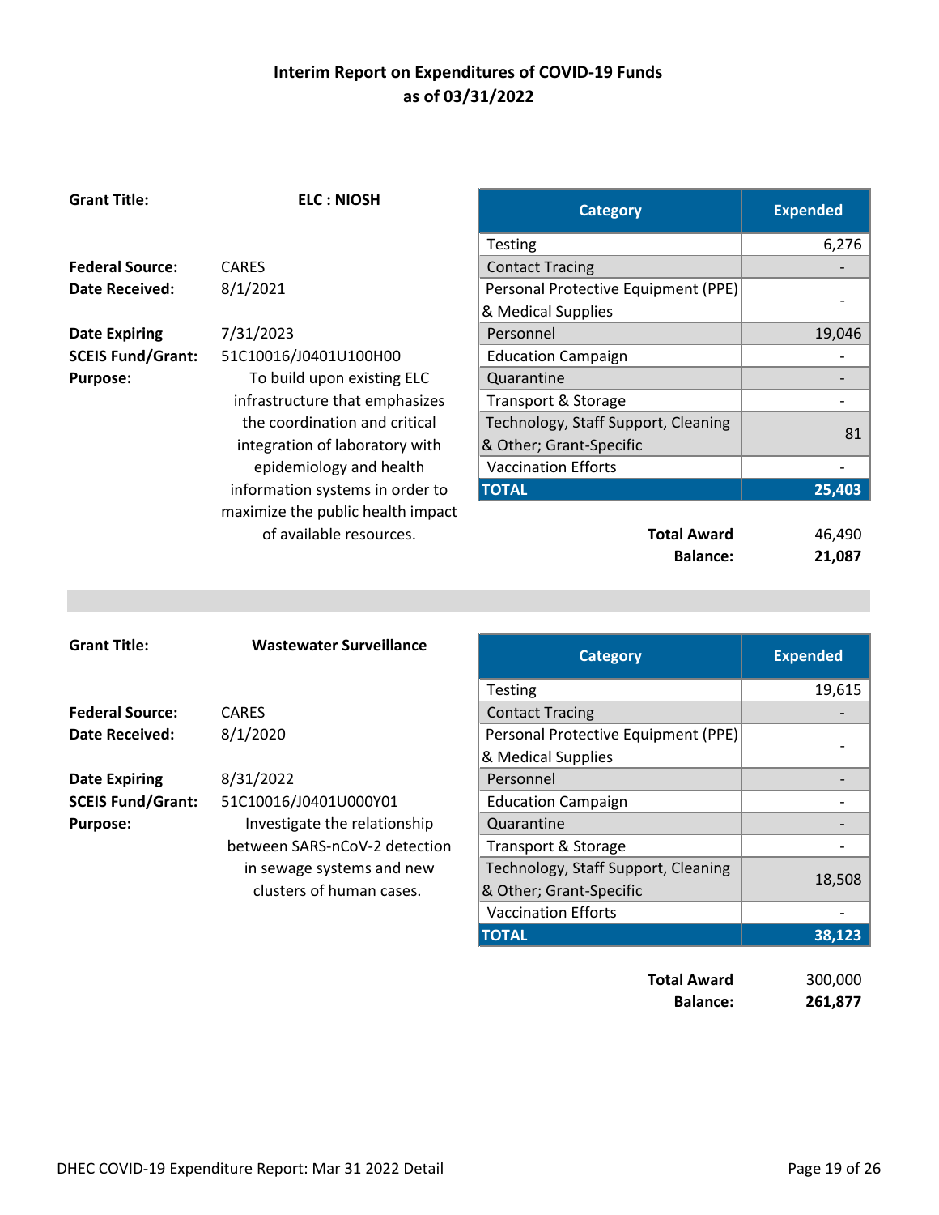## Interim Report on Expenditures of COVID-19 Funds as of 03/31/2022

**Grant Title:** ELC : NIOSH

**Federal Source:** CARES
**Date Received:** 8/1/2021
**Date Expiring** 7/31/2023
**SCEIS Fund/Grant:** 51C10016/J0401U100H00
**Purpose:** To build upon existing ELC infrastructure that emphasizes the coordination and critical integration of laboratory with epidemiology and health information systems in order to maximize the public health impact of available resources.

| Category | Expended |
|---|---|
| Testing | 6,276 |
| Contact Tracing | - |
| Personal Protective Equipment (PPE) & Medical Supplies | - |
| Personnel | 19,046 |
| Education Campaign | - |
| Quarantine | - |
| Transport & Storage | - |
| Technology, Staff Support, Cleaning & Other; Grant-Specific | 81 |
| Vaccination Efforts | - |
| **TOTAL** | **25,403** |

**Total Award** 46,490
**Balance:** **21,087**

---

**Grant Title:** Wastewater Surveillance

**Federal Source:** CARES
**Date Received:** 8/1/2020
**Date Expiring** 8/31/2022
**SCEIS Fund/Grant:** 51C10016/J0401U000Y01
**Purpose:** Investigate the relationship between SARS-nCoV-2 detection in sewage systems and new clusters of human cases.

| Category | Expended |
|---|---|
| Testing | 19,615 |
| Contact Tracing | - |
| Personal Protective Equipment (PPE) & Medical Supplies | - |
| Personnel | - |
| Education Campaign | - |
| Quarantine | - |
| Transport & Storage | - |
| Technology, Staff Support, Cleaning & Other; Grant-Specific | 18,508 |
| Vaccination Efforts | - |
| **TOTAL** | **38,123** |

**Total Award** 300,000
**Balance:** **261,877**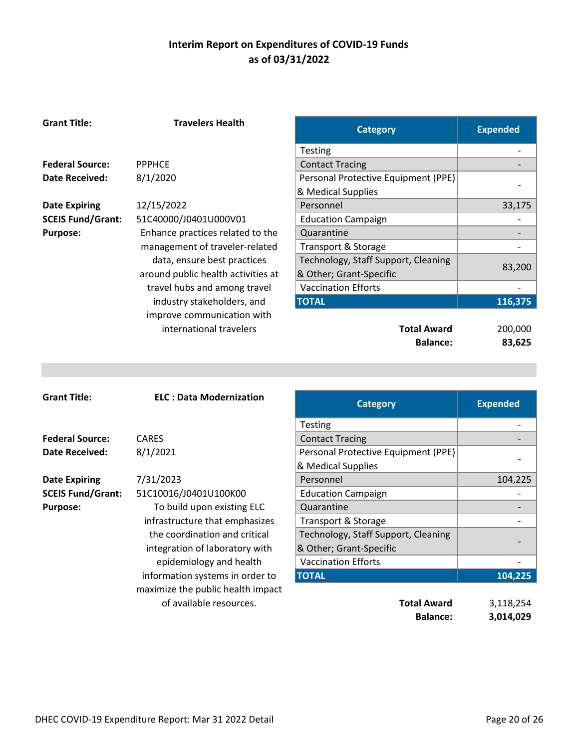## Interim Report on Expenditures of COVID-19 Funds as of 03/31/2022

**Grant Title:** Travelers Health

**Federal Source:** PPPHCE
**Date Received:** 8/1/2020
**Date Expiring:** 12/15/2022
**SCEIS Fund/Grant:** 51C40000/J0401U000V01
**Purpose:** Enhance practices related to the management of traveler-related data, ensure best practices around public health activities at travel hubs and among travel industry stakeholders, and improve communication with international travelers

| Category | Expended |
|---|---|
| Testing | - |
| Contact Tracing | - |
| Personal Protective Equipment (PPE) & Medical Supplies | - |
| Personnel | 33,175 |
| Education Campaign | - |
| Quarantine | - |
| Transport & Storage | - |
| Technology, Staff Support, Cleaning & Other; Grant-Specific | 83,200 |
| Vaccination Efforts | - |
| **TOTAL** | **116,375** |

**Total Award** 200,000
**Balance:** **83,625**

---

**Grant Title:** ELC : Data Modernization

**Federal Source:** CARES
**Date Received:** 8/1/2021
**Date Expiring:** 7/31/2023
**SCEIS Fund/Grant:** 51C10016/J0401U100K00
**Purpose:** To build upon existing ELC infrastructure that emphasizes the coordination and critical integration of laboratory with epidemiology and health information systems in order to maximize the public health impact of available resources.

| Category | Expended |
|---|---|
| Testing | - |
| Contact Tracing | - |
| Personal Protective Equipment (PPE) & Medical Supplies | - |
| Personnel | 104,225 |
| Education Campaign | - |
| Quarantine | - |
| Transport & Storage | - |
| Technology, Staff Support, Cleaning & Other; Grant-Specific | - |
| Vaccination Efforts | - |
| **TOTAL** | **104,225** |

**Total Award** 3,118,254
**Balance:** **3,014,029**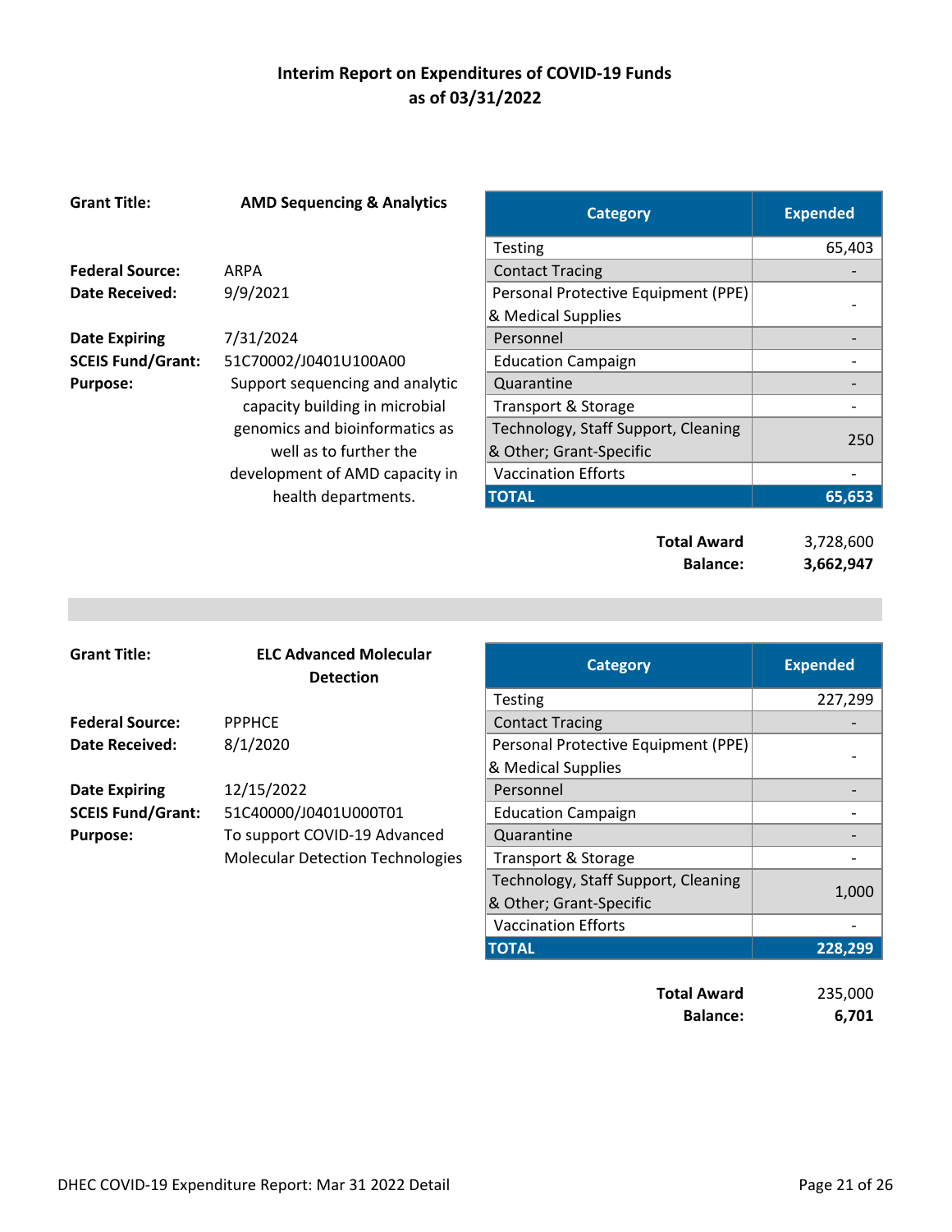## Interim Report on Expenditures of COVID-19 Funds as of 03/31/2022

**Grant Title:** **AMD Sequencing & Analytics**

**Federal Source:** ARPA
**Date Received:** 9/9/2021

**Date Expiring** 7/31/2024
**SCEIS Fund/Grant:** 51C70002/J0401U100A00
**Purpose:** Support sequencing and analytic capacity building in microbial genomics and bioinformatics as well as to further the development of AMD capacity in health departments.

| Category | Expended |
|---|---|
| Testing | 65,403 |
| Contact Tracing | - |
| Personal Protective Equipment (PPE) & Medical Supplies | - |
| Personnel | - |
| Education Campaign | - |
| Quarantine | - |
| Transport & Storage | - |
| Technology, Staff Support, Cleaning & Other; Grant-Specific | 250 |
| Vaccination Efforts | - |
| **TOTAL** | **65,653** |

**Total Award** 3,728,600
**Balance:** **3,662,947**

---

**Grant Title:** **ELC Advanced Molecular Detection**

**Federal Source:** PPPHCE
**Date Received:** 8/1/2020

**Date Expiring** 12/15/2022
**SCEIS Fund/Grant:** 51C40000/J0401U000T01
**Purpose:** To support COVID-19 Advanced Molecular Detection Technologies

| Category | Expended |
|---|---|
| Testing | 227,299 |
| Contact Tracing | - |
| Personal Protective Equipment (PPE) & Medical Supplies | - |
| Personnel | - |
| Education Campaign | - |
| Quarantine | - |
| Transport & Storage | - |
| Technology, Staff Support, Cleaning & Other; Grant-Specific | 1,000 |
| Vaccination Efforts | - |
| **TOTAL** | **228,299** |

**Total Award** 235,000
**Balance:** **6,701**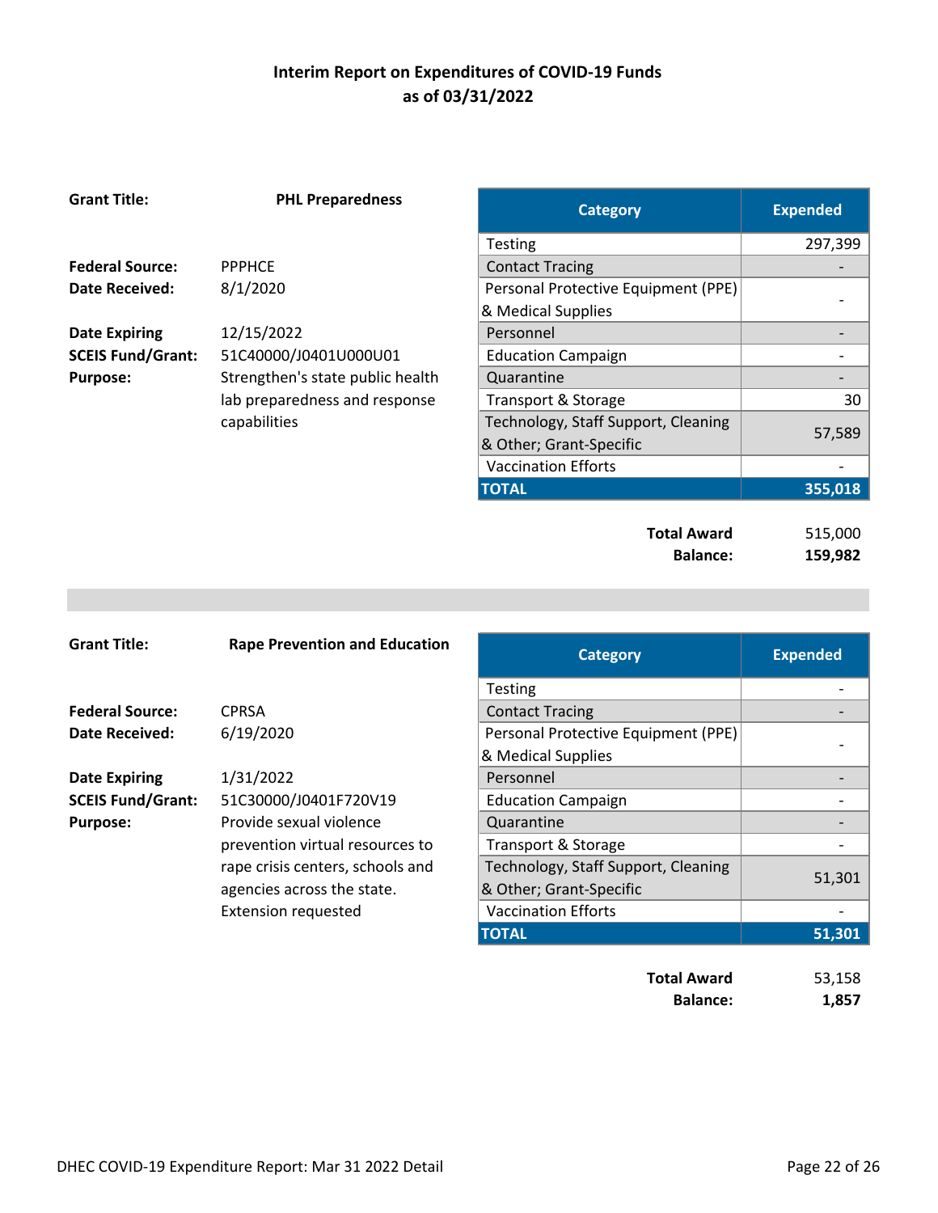# Interim Report on Expenditures of COVID-19 Funds as of 03/31/2022

**Grant Title:** **PHL Preparedness**

**Federal Source:** PPPHCE
**Date Received:** 8/1/2020
**Date Expiring** 12/15/2022
**SCEIS Fund/Grant:** 51C40000/J0401U000U01
**Purpose:** Strengthen's state public health lab preparedness and response capabilities

| Category | Expended |
|---|---|
| Testing | 297,399 |
| Contact Tracing | - |
| Personal Protective Equipment (PPE) & Medical Supplies | - |
| Personnel | - |
| Education Campaign | - |
| Quarantine | - |
| Transport & Storage | 30 |
| Technology, Staff Support, Cleaning & Other; Grant-Specific | 57,589 |
| Vaccination Efforts | - |
| **TOTAL** | **355,018** |

**Total Award** 515,000
**Balance:** **159,982**

---

**Grant Title:** **Rape Prevention and Education**

**Federal Source:** CPRSA
**Date Received:** 6/19/2020
**Date Expiring** 1/31/2022
**SCEIS Fund/Grant:** 51C30000/J0401F720V19
**Purpose:** Provide sexual violence prevention virtual resources to rape crisis centers, schools and agencies across the state. Extension requested

| Category | Expended |
|---|---|
| Testing | - |
| Contact Tracing | - |
| Personal Protective Equipment (PPE) & Medical Supplies | - |
| Personnel | - |
| Education Campaign | - |
| Quarantine | - |
| Transport & Storage | - |
| Technology, Staff Support, Cleaning & Other; Grant-Specific | 51,301 |
| Vaccination Efforts | - |
| **TOTAL** | **51,301** |

**Total Award** 53,158
**Balance:** **1,857**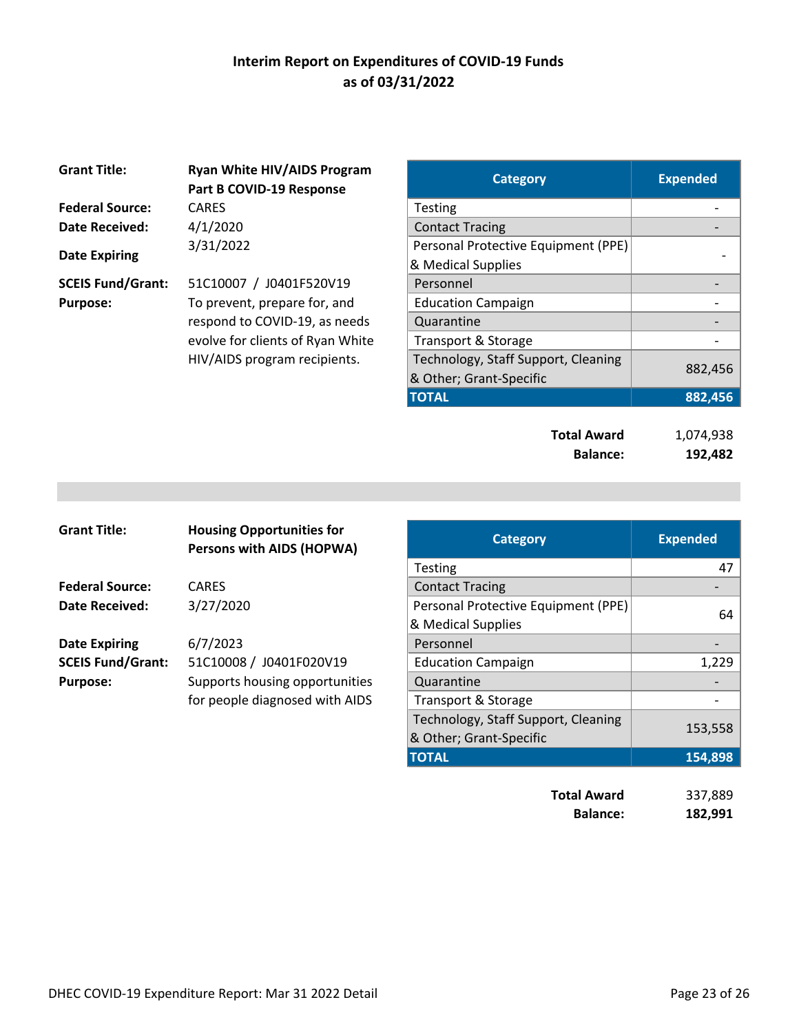## Interim Report on Expenditures of COVID-19 Funds as of 03/31/2022

**Grant Title:** **Ryan White HIV/AIDS Program Part B COVID-19 Response**
**Federal Source:** CARES
**Date Received:** 4/1/2020
**Date Expiring** 3/31/2022
**SCEIS Fund/Grant:** 51C10007 / J0401F520V19
**Purpose:** To prevent, prepare for, and respond to COVID-19, as needs evolve for clients of Ryan White HIV/AIDS program recipients.

| Category | Expended |
|---|---|
| Testing | - |
| Contact Tracing | - |
| Personal Protective Equipment (PPE) & Medical Supplies | - |
| Personnel | - |
| Education Campaign | - |
| Quarantine | - |
| Transport & Storage | - |
| Technology, Staff Support, Cleaning & Other; Grant-Specific | 882,456 |
| **TOTAL** | **882,456** |

**Total Award** 1,074,938
**Balance:** **192,482**

---

**Grant Title:** **Housing Opportunities for Persons with AIDS (HOPWA)**
**Federal Source:** CARES
**Date Received:** 3/27/2020
**Date Expiring** 6/7/2023
**SCEIS Fund/Grant:** 51C10008 / J0401F020V19
**Purpose:** Supports housing opportunities for people diagnosed with AIDS

| Category | Expended |
|---|---|
| Testing | 47 |
| Contact Tracing | - |
| Personal Protective Equipment (PPE) & Medical Supplies | 64 |
| Personnel | - |
| Education Campaign | 1,229 |
| Quarantine | - |
| Transport & Storage | - |
| Technology, Staff Support, Cleaning & Other; Grant-Specific | 153,558 |
| **TOTAL** | **154,898** |

**Total Award** 337,889
**Balance:** **182,991**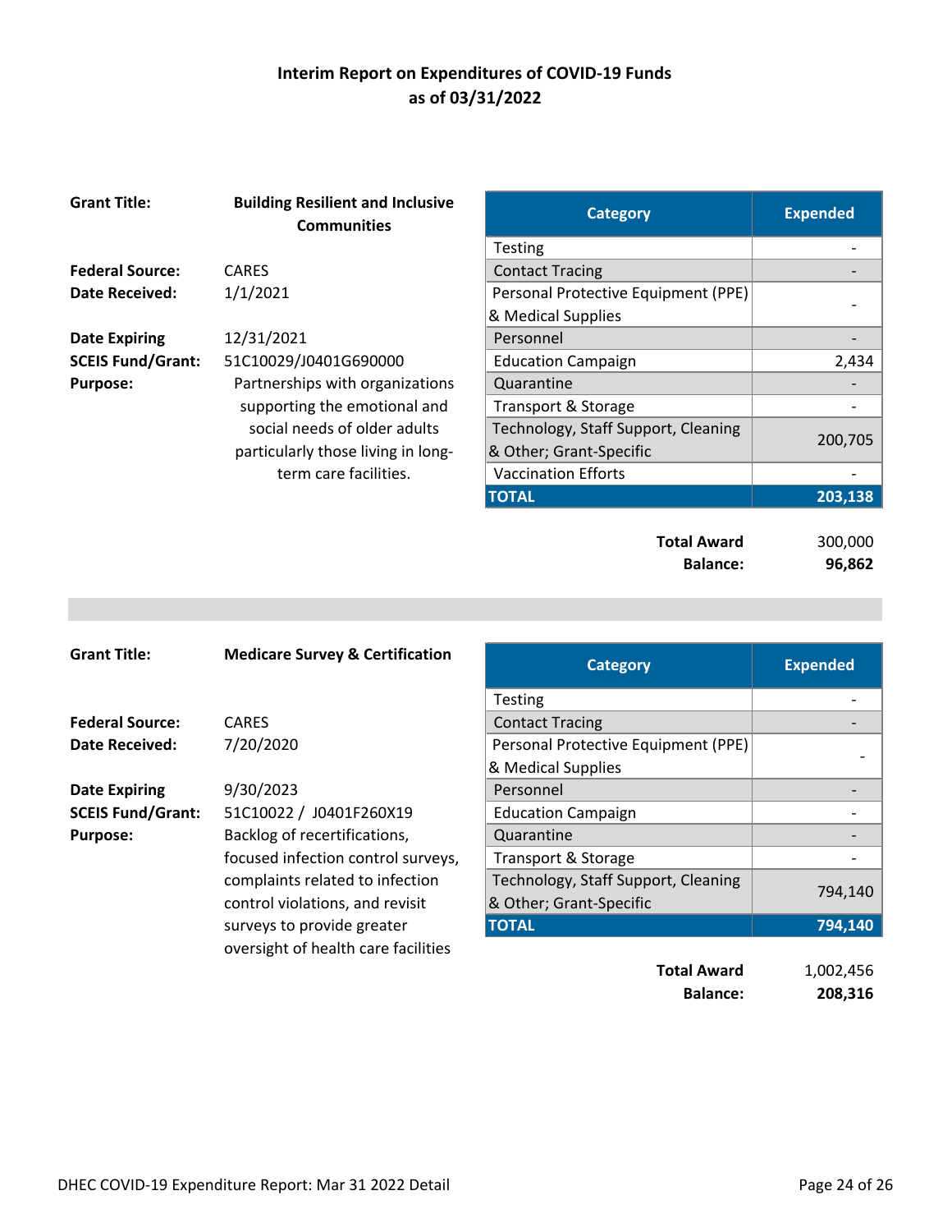## Interim Report on Expenditures of COVID-19 Funds as of 03/31/2022

**Grant Title:** **Building Resilient and Inclusive Communities**

**Federal Source:** CARES

**Date Received:** 1/1/2021

**Date Expiring:** 12/31/2021

**SCEIS Fund/Grant:** 51C10029/J0401G690000

**Purpose:** Partnerships with organizations supporting the emotional and social needs of older adults particularly those living in long-term care facilities.

| Category | Expended |
|---|---|
| Testing | - |
| Contact Tracing | - |
| Personal Protective Equipment (PPE) & Medical Supplies | - |
| Personnel | - |
| Education Campaign | 2,434 |
| Quarantine | - |
| Transport & Storage | - |
| Technology, Staff Support, Cleaning & Other; Grant-Specific | 200,705 |
| Vaccination Efforts | - |
| **TOTAL** | **203,138** |

**Total Award** 300,000

**Balance:** **96,862**

---

**Grant Title:** **Medicare Survey & Certification**

**Federal Source:** CARES

**Date Received:** 7/20/2020

**Date Expiring:** 9/30/2023

**SCEIS Fund/Grant:** 51C10022 / J0401F260X19

**Purpose:** Backlog of recertifications, focused infection control surveys, complaints related to infection control violations, and revisit surveys to provide greater oversight of health care facilities

| Category | Expended |
|---|---|
| Testing | - |
| Contact Tracing | - |
| Personal Protective Equipment (PPE) & Medical Supplies | - |
| Personnel | - |
| Education Campaign | - |
| Quarantine | - |
| Transport & Storage | - |
| Technology, Staff Support, Cleaning & Other; Grant-Specific | 794,140 |
| **TOTAL** | **794,140** |

**Total Award** 1,002,456

**Balance:** **208,316**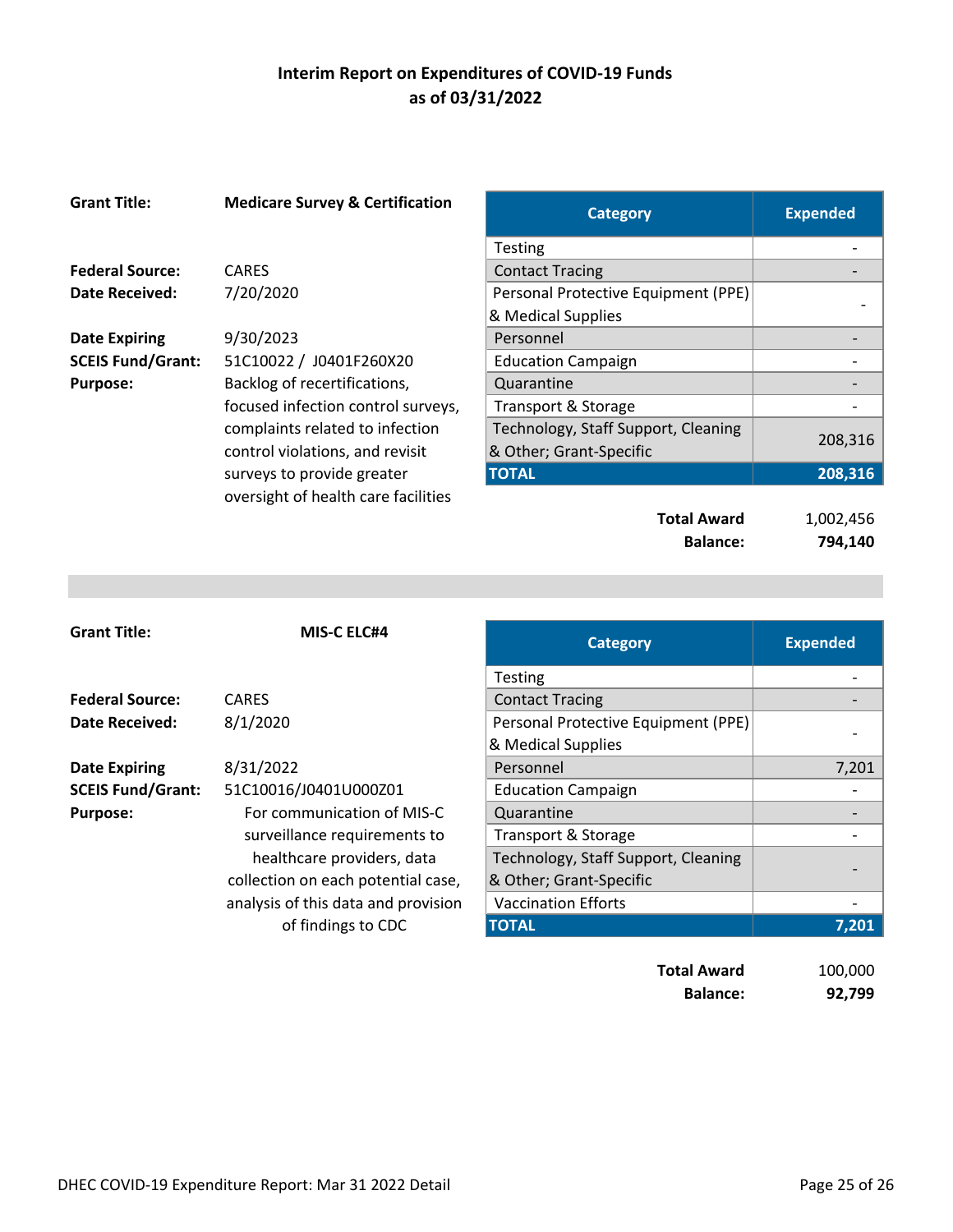## Interim Report on Expenditures of COVID-19 Funds as of 03/31/2022

**Grant Title:** **Medicare Survey & Certification**

**Federal Source:** CARES
**Date Received:** 7/20/2020

**Date Expiring:** 9/30/2023
**SCEIS Fund/Grant:** 51C10022 / J0401F260X20
**Purpose:** Backlog of recertifications, focused infection control surveys, complaints related to infection control violations, and revisit surveys to provide greater oversight of health care facilities

| Category | Expended |
|---|---|
| Testing | - |
| Contact Tracing | - |
| Personal Protective Equipment (PPE) & Medical Supplies | - |
| Personnel | - |
| Education Campaign | - |
| Quarantine | - |
| Transport & Storage | - |
| Technology, Staff Support, Cleaning & Other; Grant-Specific | 208,316 |
| **TOTAL** | **208,316** |

**Total Award** 1,002,456
**Balance:** **794,140**

---

**Grant Title:** **MIS-C ELC#4**

**Federal Source:** CARES
**Date Received:** 8/1/2020

**Date Expiring:** 8/31/2022
**SCEIS Fund/Grant:** 51C10016/J0401U000Z01
**Purpose:** For communication of MIS-C surveillance requirements to healthcare providers, data collection on each potential case, analysis of this data and provision of findings to CDC

| Category | Expended |
|---|---|
| Testing | - |
| Contact Tracing | - |
| Personal Protective Equipment (PPE) & Medical Supplies | - |
| Personnel | 7,201 |
| Education Campaign | - |
| Quarantine | - |
| Transport & Storage | - |
| Technology, Staff Support, Cleaning & Other; Grant-Specific | - |
| Vaccination Efforts | - |
| **TOTAL** | **7,201** |

**Total Award** 100,000
**Balance:** **92,799**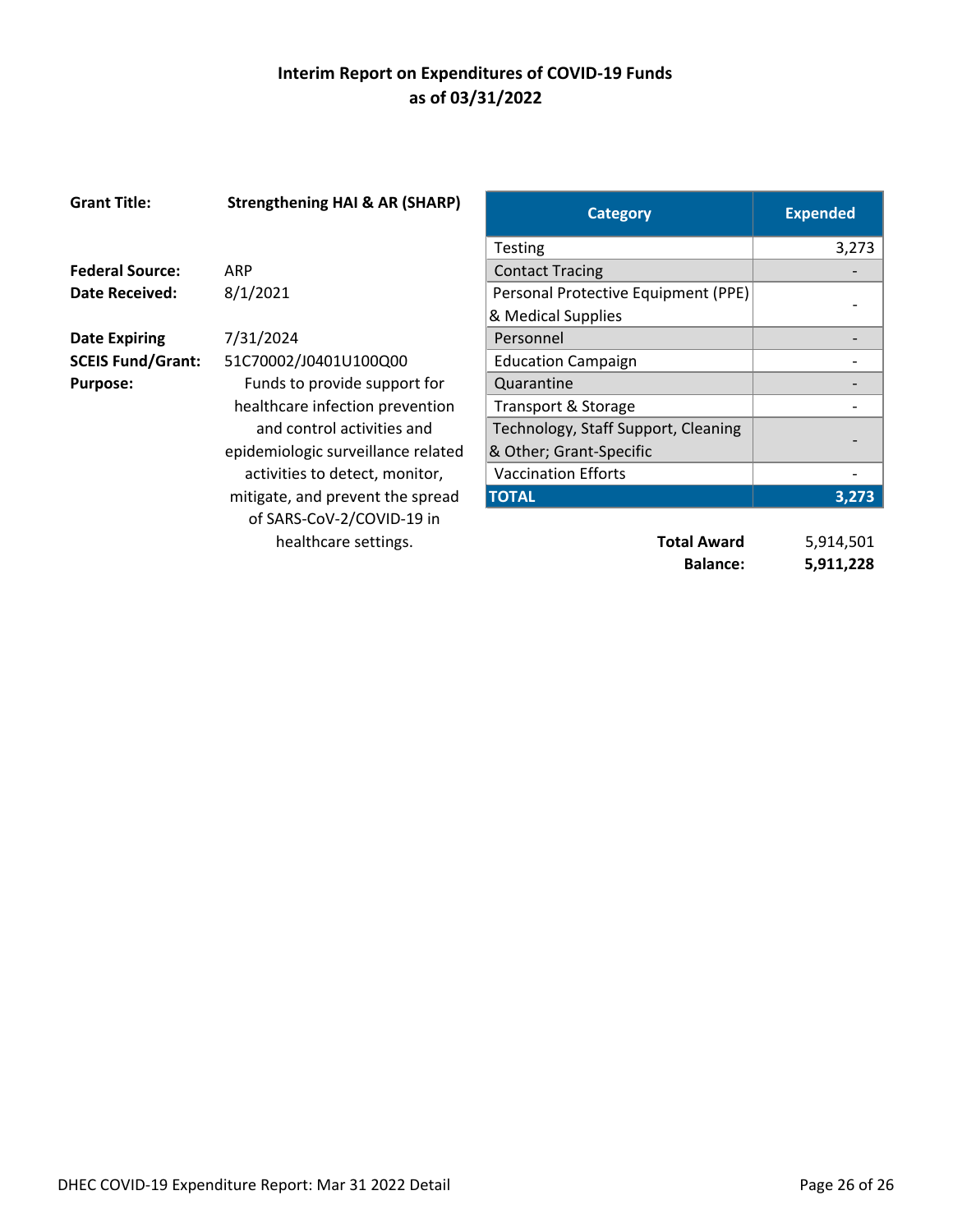## Interim Report on Expenditures of COVID-19 Funds as of 03/31/2022

**Grant Title:** **Strengthening HAI & AR (SHARP)**

**Federal Source:** ARP

**Date Received:** 8/1/2021

**Date Expiring** 7/31/2024

**SCEIS Fund/Grant:** 51C70002/J0401U100Q00

**Purpose:** Funds to provide support for healthcare infection prevention and control activities and epidemiologic surveillance related activities to detect, monitor, mitigate, and prevent the spread of SARS-CoV-2/COVID-19 in healthcare settings.

| Category | Expended |
|---|---|
| Testing | 3,273 |
| Contact Tracing | - |
| Personal Protective Equipment (PPE) & Medical Supplies | - |
| Personnel | - |
| Education Campaign | - |
| Quarantine | - |
| Transport & Storage | - |
| Technology, Staff Support, Cleaning & Other; Grant-Specific | - |
| Vaccination Efforts | - |
| **TOTAL** | **3,273** |

| | |
|---|---|
| **Total Award** | 5,914,501 |
| **Balance:** | **5,911,228** |